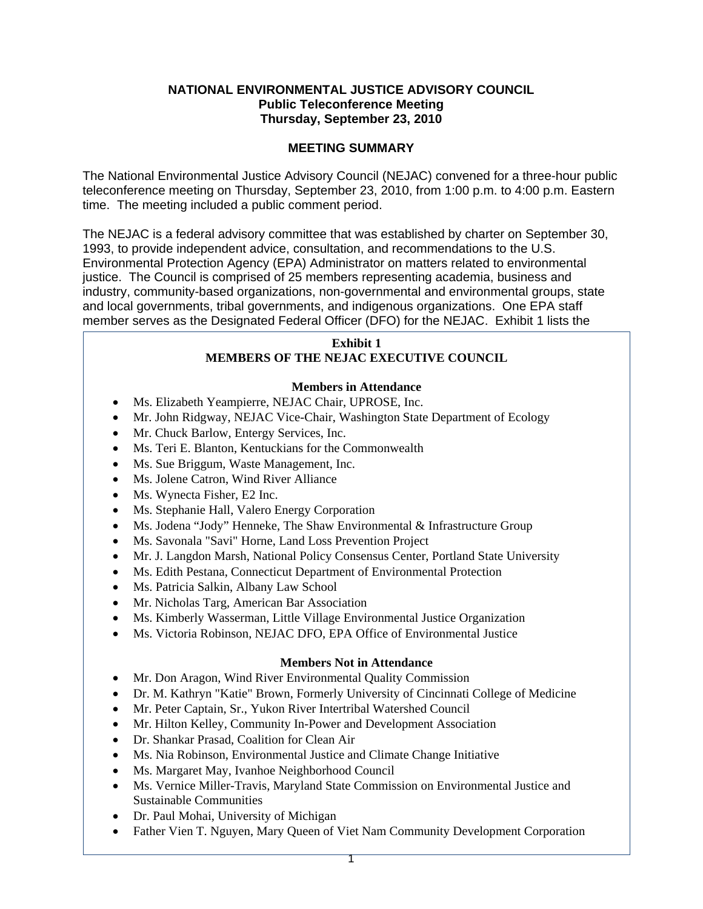**NATIONAL ENVIRONMENTAL JUSTICE ADVISORY COUNCIL**
**Public Teleconference Meeting**
**Thursday, September 23, 2010**

## MEETING SUMMARY

The National Environmental Justice Advisory Council (NEJAC) convened for a three-hour public teleconference meeting on Thursday, September 23, 2010, from 1:00 p.m. to 4:00 p.m. Eastern time. The meeting included a public comment period.

The NEJAC is a federal advisory committee that was established by charter on September 30, 1993, to provide independent advice, consultation, and recommendations to the U.S. Environmental Protection Agency (EPA) Administrator on matters related to environmental justice. The Council is comprised of 25 members representing academia, business and industry, community-based organizations, non-governmental and environmental groups, state and local governments, tribal governments, and indigenous organizations. One EPA staff member serves as the Designated Federal Officer (DFO) for the NEJAC. Exhibit 1 lists the

**Exhibit 1**
**MEMBERS OF THE NEJAC EXECUTIVE COUNCIL**

**Members in Attendance**

- Ms. Elizabeth Yeampierre, NEJAC Chair, UPROSE, Inc.
- Mr. John Ridgway, NEJAC Vice-Chair, Washington State Department of Ecology
- Mr. Chuck Barlow, Entergy Services, Inc.
- Ms. Teri E. Blanton, Kentuckians for the Commonwealth
- Ms. Sue Briggum, Waste Management, Inc.
- Ms. Jolene Catron, Wind River Alliance
- Ms. Wynecta Fisher, E2 Inc.
- Ms. Stephanie Hall, Valero Energy Corporation
- Ms. Jodena "Jody" Henneke, The Shaw Environmental & Infrastructure Group
- Ms. Savonala "Savi" Horne, Land Loss Prevention Project
- Mr. J. Langdon Marsh, National Policy Consensus Center, Portland State University
- Ms. Edith Pestana, Connecticut Department of Environmental Protection
- Ms. Patricia Salkin, Albany Law School
- Mr. Nicholas Targ, American Bar Association
- Ms. Kimberly Wasserman, Little Village Environmental Justice Organization
- Ms. Victoria Robinson, NEJAC DFO, EPA Office of Environmental Justice

**Members Not in Attendance**

- Mr. Don Aragon, Wind River Environmental Quality Commission
- Dr. M. Kathryn "Katie" Brown, Formerly University of Cincinnati College of Medicine
- Mr. Peter Captain, Sr., Yukon River Intertribal Watershed Council
- Mr. Hilton Kelley, Community In-Power and Development Association
- Dr. Shankar Prasad, Coalition for Clean Air
- Ms. Nia Robinson, Environmental Justice and Climate Change Initiative
- Ms. Margaret May, Ivanhoe Neighborhood Council
- Ms. Vernice Miller-Travis, Maryland State Commission on Environmental Justice and Sustainable Communities
- Dr. Paul Mohai, University of Michigan
- Father Vien T. Nguyen, Mary Queen of Viet Nam Community Development Corporation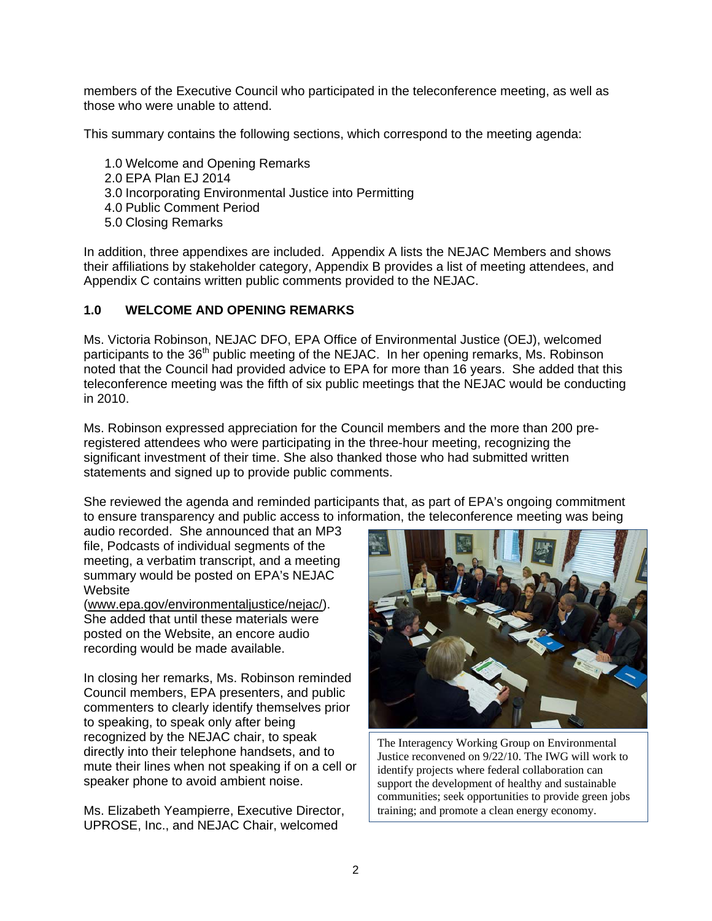members of the Executive Council who participated in the teleconference meeting, as well as those who were unable to attend.

This summary contains the following sections, which correspond to the meeting agenda:

1.0 Welcome and Opening Remarks
2.0 EPA Plan EJ 2014
3.0 Incorporating Environmental Justice into Permitting
4.0 Public Comment Period
5.0 Closing Remarks

In addition, three appendixes are included. Appendix A lists the NEJAC Members and shows their affiliations by stakeholder category, Appendix B provides a list of meeting attendees, and Appendix C contains written public comments provided to the NEJAC.

## 1.0 WELCOME AND OPENING REMARKS

Ms. Victoria Robinson, NEJAC DFO, EPA Office of Environmental Justice (OEJ), welcomed participants to the 36th public meeting of the NEJAC. In her opening remarks, Ms. Robinson noted that the Council had provided advice to EPA for more than 16 years. She added that this teleconference meeting was the fifth of six public meetings that the NEJAC would be conducting in 2010.

Ms. Robinson expressed appreciation for the Council members and the more than 200 pre-registered attendees who were participating in the three-hour meeting, recognizing the significant investment of their time. She also thanked those who had submitted written statements and signed up to provide public comments.

She reviewed the agenda and reminded participants that, as part of EPA's ongoing commitment to ensure transparency and public access to information, the teleconference meeting was being audio recorded. She announced that an MP3 file, Podcasts of individual segments of the meeting, a verbatim transcript, and a meeting summary would be posted on EPA's NEJAC Website (www.epa.gov/environmentaljustice/nejac/). She added that until these materials were posted on the Website, an encore audio recording would be made available.

The Interagency Working Group on Environmental Justice reconvened on 9/22/10. The IWG will work to identify projects where federal collaboration can support the development of healthy and sustainable communities; seek opportunities to provide green jobs training; and promote a clean energy economy.

In closing her remarks, Ms. Robinson reminded Council members, EPA presenters, and public commenters to clearly identify themselves prior to speaking, to speak only after being recognized by the NEJAC chair, to speak directly into their telephone handsets, and to mute their lines when not speaking if on a cell or speaker phone to avoid ambient noise.

Ms. Elizabeth Yeampierre, Executive Director, UPROSE, Inc., and NEJAC Chair, welcomed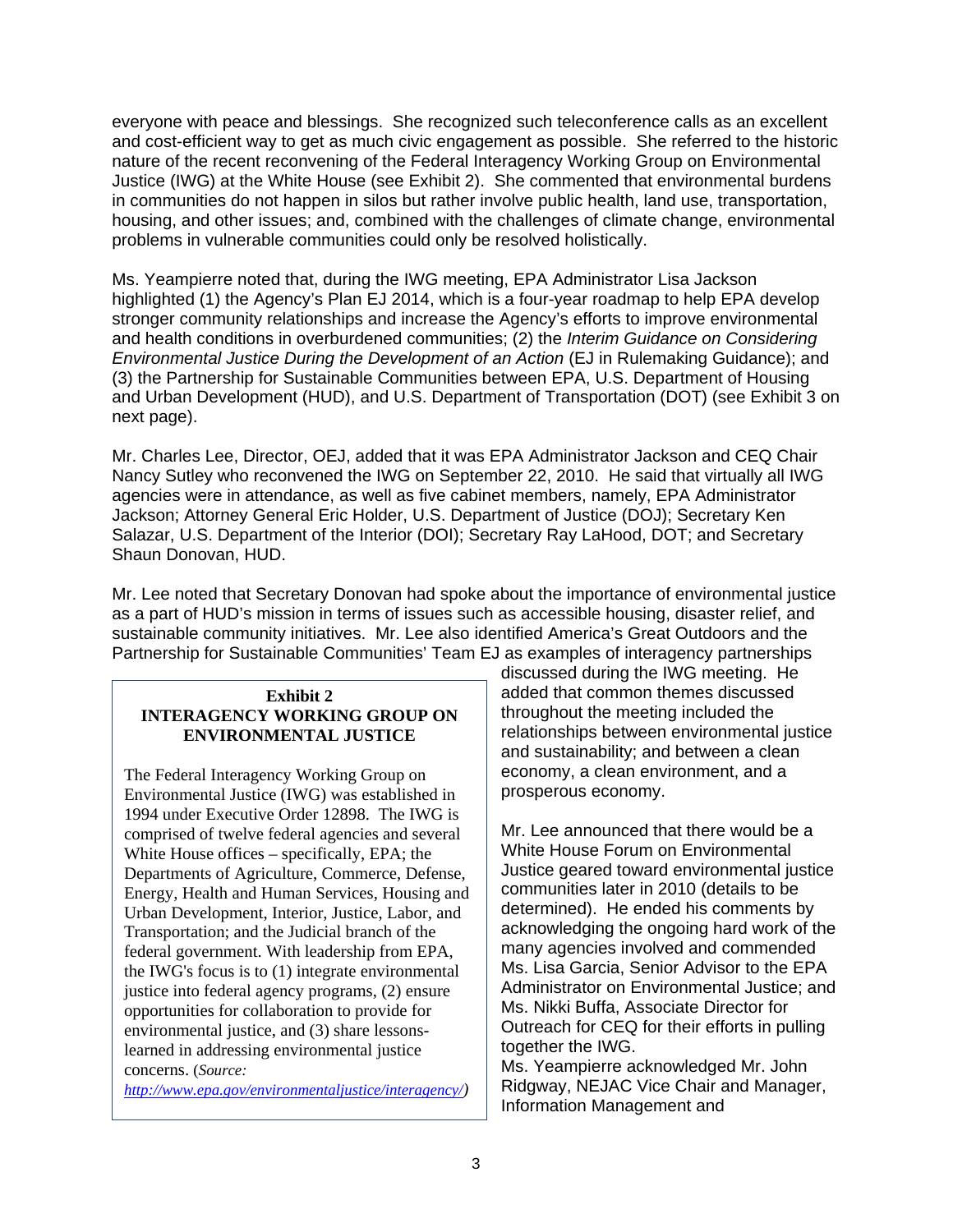everyone with peace and blessings. She recognized such teleconference calls as an excellent and cost-efficient way to get as much civic engagement as possible. She referred to the historic nature of the recent reconvening of the Federal Interagency Working Group on Environmental Justice (IWG) at the White House (see Exhibit 2). She commented that environmental burdens in communities do not happen in silos but rather involve public health, land use, transportation, housing, and other issues; and, combined with the challenges of climate change, environmental problems in vulnerable communities could only be resolved holistically.

Ms. Yeampierre noted that, during the IWG meeting, EPA Administrator Lisa Jackson highlighted (1) the Agency's Plan EJ 2014, which is a four-year roadmap to help EPA develop stronger community relationships and increase the Agency's efforts to improve environmental and health conditions in overburdened communities; (2) the *Interim Guidance on Considering Environmental Justice During the Development of an Action* (EJ in Rulemaking Guidance); and (3) the Partnership for Sustainable Communities between EPA, U.S. Department of Housing and Urban Development (HUD), and U.S. Department of Transportation (DOT) (see Exhibit 3 on next page).

Mr. Charles Lee, Director, OEJ, added that it was EPA Administrator Jackson and CEQ Chair Nancy Sutley who reconvened the IWG on September 22, 2010. He said that virtually all IWG agencies were in attendance, as well as five cabinet members, namely, EPA Administrator Jackson; Attorney General Eric Holder, U.S. Department of Justice (DOJ); Secretary Ken Salazar, U.S. Department of the Interior (DOI); Secretary Ray LaHood, DOT; and Secretary Shaun Donovan, HUD.

Mr. Lee noted that Secretary Donovan had spoke about the importance of environmental justice as a part of HUD's mission in terms of issues such as accessible housing, disaster relief, and sustainable community initiatives. Mr. Lee also identified America's Great Outdoors and the Partnership for Sustainable Communities' Team EJ as examples of interagency partnerships discussed during the IWG meeting. He added that common themes discussed throughout the meeting included the relationships between environmental justice and sustainability; and between a clean economy, a clean environment, and a prosperous economy.

Mr. Lee announced that there would be a White House Forum on Environmental Justice geared toward environmental justice communities later in 2010 (details to be determined). He ended his comments by acknowledging the ongoing hard work of the many agencies involved and commended Ms. Lisa Garcia, Senior Advisor to the EPA Administrator on Environmental Justice; and Ms. Nikki Buffa, Associate Director for Outreach for CEQ for their efforts in pulling together the IWG.

Ms. Yeampierre acknowledged Mr. John Ridgway, NEJAC Vice Chair and Manager, Information Management and

**Exhibit 2**
**INTERAGENCY WORKING GROUP ON ENVIRONMENTAL JUSTICE**

The Federal Interagency Working Group on Environmental Justice (IWG) was established in 1994 under Executive Order 12898. The IWG is comprised of twelve federal agencies and several White House offices – specifically, EPA; the Departments of Agriculture, Commerce, Defense, Energy, Health and Human Services, Housing and Urban Development, Interior, Justice, Labor, and Transportation; and the Judicial branch of the federal government. With leadership from EPA, the IWG's focus is to (1) integrate environmental justice into federal agency programs, (2) ensure opportunities for collaboration to provide for environmental justice, and (3) share lessons-learned in addressing environmental justice concerns. (*Source: http://www.epa.gov/environmentaljustice/interagency/*)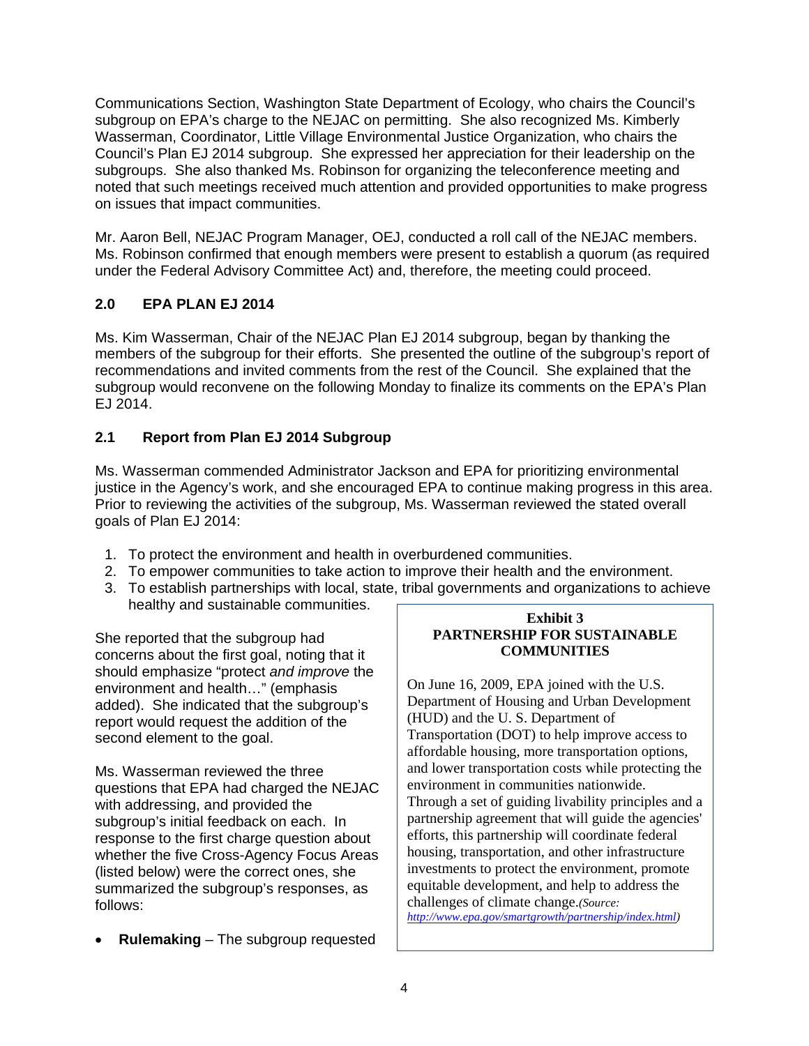Communications Section, Washington State Department of Ecology, who chairs the Council's subgroup on EPA's charge to the NEJAC on permitting. She also recognized Ms. Kimberly Wasserman, Coordinator, Little Village Environmental Justice Organization, who chairs the Council's Plan EJ 2014 subgroup. She expressed her appreciation for their leadership on the subgroups. She also thanked Ms. Robinson for organizing the teleconference meeting and noted that such meetings received much attention and provided opportunities to make progress on issues that impact communities.

Mr. Aaron Bell, NEJAC Program Manager, OEJ, conducted a roll call of the NEJAC members. Ms. Robinson confirmed that enough members were present to establish a quorum (as required under the Federal Advisory Committee Act) and, therefore, the meeting could proceed.

## 2.0 EPA PLAN EJ 2014

Ms. Kim Wasserman, Chair of the NEJAC Plan EJ 2014 subgroup, began by thanking the members of the subgroup for their efforts. She presented the outline of the subgroup's report of recommendations and invited comments from the rest of the Council. She explained that the subgroup would reconvene on the following Monday to finalize its comments on the EPA's Plan EJ 2014.

### 2.1 Report from Plan EJ 2014 Subgroup

Ms. Wasserman commended Administrator Jackson and EPA for prioritizing environmental justice in the Agency's work, and she encouraged EPA to continue making progress in this area. Prior to reviewing the activities of the subgroup, Ms. Wasserman reviewed the stated overall goals of Plan EJ 2014:

1. To protect the environment and health in overburdened communities.
2. To empower communities to take action to improve their health and the environment.
3. To establish partnerships with local, state, tribal governments and organizations to achieve healthy and sustainable communities.

She reported that the subgroup had concerns about the first goal, noting that it should emphasize "protect *and improve* the environment and health…" (emphasis added). She indicated that the subgroup's report would request the addition of the second element to the goal.

Ms. Wasserman reviewed the three questions that EPA had charged the NEJAC with addressing, and provided the subgroup's initial feedback on each. In response to the first charge question about whether the five Cross-Agency Focus Areas (listed below) were the correct ones, she summarized the subgroup's responses, as follows:

- **Rulemaking** – The subgroup requested

> **Exhibit 3**
> **PARTNERSHIP FOR SUSTAINABLE COMMUNITIES**
>
> On June 16, 2009, EPA joined with the U.S. Department of Housing and Urban Development (HUD) and the U. S. Department of Transportation (DOT) to help improve access to affordable housing, more transportation options, and lower transportation costs while protecting the environment in communities nationwide. Through a set of guiding livability principles and a partnership agreement that will guide the agencies' efforts, this partnership will coordinate federal housing, transportation, and other infrastructure investments to protect the environment, promote equitable development, and help to address the challenges of climate change.*(Source: http://www.epa.gov/smartgrowth/partnership/index.html)*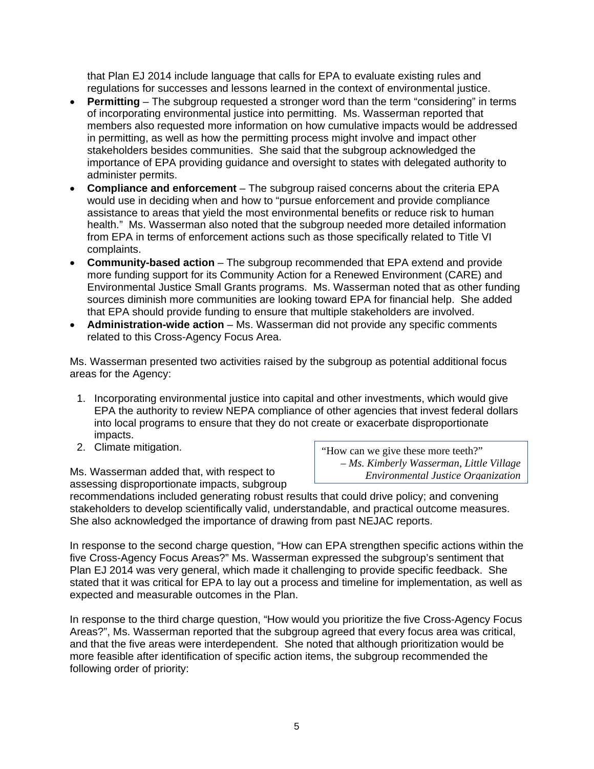that Plan EJ 2014 include language that calls for EPA to evaluate existing rules and regulations for successes and lessons learned in the context of environmental justice.

- **Permitting** – The subgroup requested a stronger word than the term "considering" in terms of incorporating environmental justice into permitting. Ms. Wasserman reported that members also requested more information on how cumulative impacts would be addressed in permitting, as well as how the permitting process might involve and impact other stakeholders besides communities. She said that the subgroup acknowledged the importance of EPA providing guidance and oversight to states with delegated authority to administer permits.
- **Compliance and enforcement** – The subgroup raised concerns about the criteria EPA would use in deciding when and how to "pursue enforcement and provide compliance assistance to areas that yield the most environmental benefits or reduce risk to human health." Ms. Wasserman also noted that the subgroup needed more detailed information from EPA in terms of enforcement actions such as those specifically related to Title VI complaints.
- **Community-based action** – The subgroup recommended that EPA extend and provide more funding support for its Community Action for a Renewed Environment (CARE) and Environmental Justice Small Grants programs. Ms. Wasserman noted that as other funding sources diminish more communities are looking toward EPA for financial help. She added that EPA should provide funding to ensure that multiple stakeholders are involved.
- **Administration-wide action** – Ms. Wasserman did not provide any specific comments related to this Cross-Agency Focus Area.

Ms. Wasserman presented two activities raised by the subgroup as potential additional focus areas for the Agency:

1. Incorporating environmental justice into capital and other investments, which would give EPA the authority to review NEPA compliance of other agencies that invest federal dollars into local programs to ensure that they do not create or exacerbate disproportionate impacts.
2. Climate mitigation.

> "How can we give these more teeth?"
> – *Ms. Kimberly Wasserman, Little Village Environmental Justice Organization*

Ms. Wasserman added that, with respect to assessing disproportionate impacts, subgroup recommendations included generating robust results that could drive policy; and convening stakeholders to develop scientifically valid, understandable, and practical outcome measures. She also acknowledged the importance of drawing from past NEJAC reports.

In response to the second charge question, "How can EPA strengthen specific actions within the five Cross-Agency Focus Areas?" Ms. Wasserman expressed the subgroup's sentiment that Plan EJ 2014 was very general, which made it challenging to provide specific feedback. She stated that it was critical for EPA to lay out a process and timeline for implementation, as well as expected and measurable outcomes in the Plan.

In response to the third charge question, "How would you prioritize the five Cross-Agency Focus Areas?", Ms. Wasserman reported that the subgroup agreed that every focus area was critical, and that the five areas were interdependent. She noted that although prioritization would be more feasible after identification of specific action items, the subgroup recommended the following order of priority: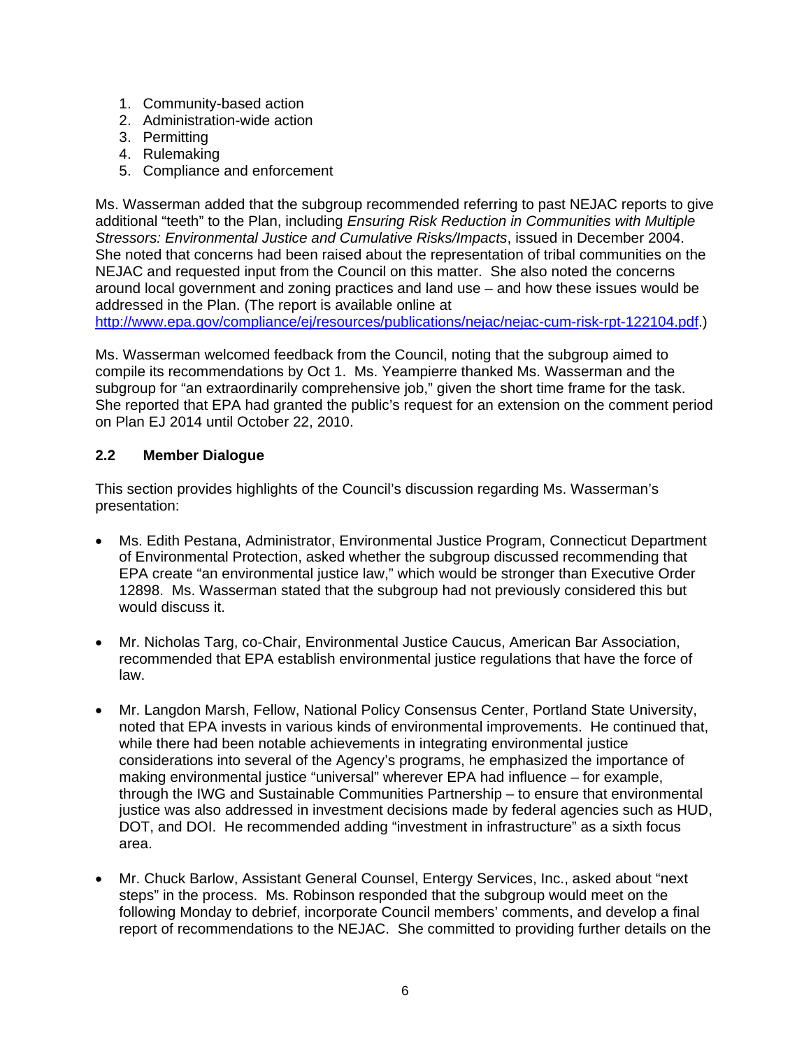1. Community-based action
2. Administration-wide action
3. Permitting
4. Rulemaking
5. Compliance and enforcement

Ms. Wasserman added that the subgroup recommended referring to past NEJAC reports to give additional "teeth" to the Plan, including *Ensuring Risk Reduction in Communities with Multiple Stressors: Environmental Justice and Cumulative Risks/Impacts*, issued in December 2004. She noted that concerns had been raised about the representation of tribal communities on the NEJAC and requested input from the Council on this matter. She also noted the concerns around local government and zoning practices and land use – and how these issues would be addressed in the Plan. (The report is available online at http://www.epa.gov/compliance/ej/resources/publications/nejac/nejac-cum-risk-rpt-122104.pdf.)

Ms. Wasserman welcomed feedback from the Council, noting that the subgroup aimed to compile its recommendations by Oct 1. Ms. Yeampierre thanked Ms. Wasserman and the subgroup for "an extraordinarily comprehensive job," given the short time frame for the task. She reported that EPA had granted the public's request for an extension on the comment period on Plan EJ 2014 until October 22, 2010.

### 2.2 Member Dialogue

This section provides highlights of the Council's discussion regarding Ms. Wasserman's presentation:

- Ms. Edith Pestana, Administrator, Environmental Justice Program, Connecticut Department of Environmental Protection, asked whether the subgroup discussed recommending that EPA create "an environmental justice law," which would be stronger than Executive Order 12898. Ms. Wasserman stated that the subgroup had not previously considered this but would discuss it.

- Mr. Nicholas Targ, co-Chair, Environmental Justice Caucus, American Bar Association, recommended that EPA establish environmental justice regulations that have the force of law.

- Mr. Langdon Marsh, Fellow, National Policy Consensus Center, Portland State University, noted that EPA invests in various kinds of environmental improvements. He continued that, while there had been notable achievements in integrating environmental justice considerations into several of the Agency's programs, he emphasized the importance of making environmental justice "universal" wherever EPA had influence – for example, through the IWG and Sustainable Communities Partnership – to ensure that environmental justice was also addressed in investment decisions made by federal agencies such as HUD, DOT, and DOI. He recommended adding "investment in infrastructure" as a sixth focus area.

- Mr. Chuck Barlow, Assistant General Counsel, Entergy Services, Inc., asked about "next steps" in the process. Ms. Robinson responded that the subgroup would meet on the following Monday to debrief, incorporate Council members' comments, and develop a final report of recommendations to the NEJAC. She committed to providing further details on the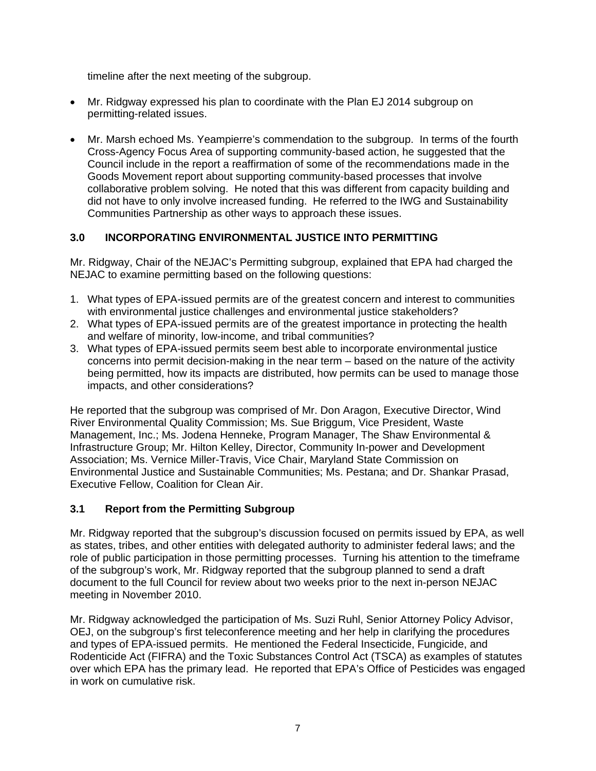timeline after the next meeting of the subgroup.

- Mr. Ridgway expressed his plan to coordinate with the Plan EJ 2014 subgroup on permitting-related issues.

- Mr. Marsh echoed Ms. Yeampierre's commendation to the subgroup. In terms of the fourth Cross-Agency Focus Area of supporting community-based action, he suggested that the Council include in the report a reaffirmation of some of the recommendations made in the Goods Movement report about supporting community-based processes that involve collaborative problem solving. He noted that this was different from capacity building and did not have to only involve increased funding. He referred to the IWG and Sustainability Communities Partnership as other ways to approach these issues.

## 3.0 INCORPORATING ENVIRONMENTAL JUSTICE INTO PERMITTING

Mr. Ridgway, Chair of the NEJAC's Permitting subgroup, explained that EPA had charged the NEJAC to examine permitting based on the following questions:

1. What types of EPA-issued permits are of the greatest concern and interest to communities with environmental justice challenges and environmental justice stakeholders?
2. What types of EPA-issued permits are of the greatest importance in protecting the health and welfare of minority, low-income, and tribal communities?
3. What types of EPA-issued permits seem best able to incorporate environmental justice concerns into permit decision-making in the near term – based on the nature of the activity being permitted, how its impacts are distributed, how permits can be used to manage those impacts, and other considerations?

He reported that the subgroup was comprised of Mr. Don Aragon, Executive Director, Wind River Environmental Quality Commission; Ms. Sue Briggum, Vice President, Waste Management, Inc.; Ms. Jodena Henneke, Program Manager, The Shaw Environmental & Infrastructure Group; Mr. Hilton Kelley, Director, Community In-power and Development Association; Ms. Vernice Miller-Travis, Vice Chair, Maryland State Commission on Environmental Justice and Sustainable Communities; Ms. Pestana; and Dr. Shankar Prasad, Executive Fellow, Coalition for Clean Air.

### 3.1 Report from the Permitting Subgroup

Mr. Ridgway reported that the subgroup's discussion focused on permits issued by EPA, as well as states, tribes, and other entities with delegated authority to administer federal laws; and the role of public participation in those permitting processes. Turning his attention to the timeframe of the subgroup's work, Mr. Ridgway reported that the subgroup planned to send a draft document to the full Council for review about two weeks prior to the next in-person NEJAC meeting in November 2010.

Mr. Ridgway acknowledged the participation of Ms. Suzi Ruhl, Senior Attorney Policy Advisor, OEJ, on the subgroup's first teleconference meeting and her help in clarifying the procedures and types of EPA-issued permits. He mentioned the Federal Insecticide, Fungicide, and Rodenticide Act (FIFRA) and the Toxic Substances Control Act (TSCA) as examples of statutes over which EPA has the primary lead. He reported that EPA's Office of Pesticides was engaged in work on cumulative risk.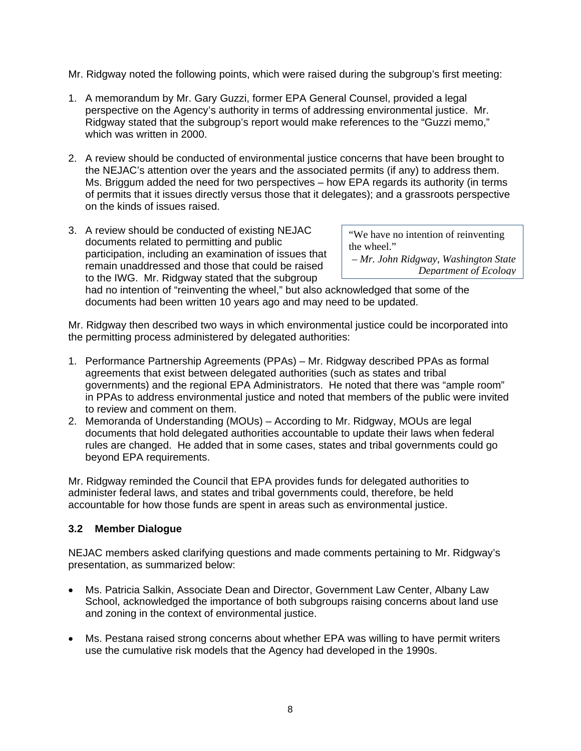Mr. Ridgway noted the following points, which were raised during the subgroup's first meeting:

1. A memorandum by Mr. Gary Guzzi, former EPA General Counsel, provided a legal perspective on the Agency's authority in terms of addressing environmental justice. Mr. Ridgway stated that the subgroup's report would make references to the "Guzzi memo," which was written in 2000.

2. A review should be conducted of environmental justice concerns that have been brought to the NEJAC's attention over the years and the associated permits (if any) to address them. Ms. Briggum added the need for two perspectives – how EPA regards its authority (in terms of permits that it issues directly versus those that it delegates); and a grassroots perspective on the kinds of issues raised.

3. A review should be conducted of existing NEJAC documents related to permitting and public participation, including an examination of issues that remain unaddressed and those that could be raised to the IWG. Mr. Ridgway stated that the subgroup had no intention of "reinventing the wheel," but also acknowledged that some of the documents had been written 10 years ago and may need to be updated.

> "We have no intention of reinventing the wheel."
> – *Mr. John Ridgway, Washington State Department of Ecology*

Mr. Ridgway then described two ways in which environmental justice could be incorporated into the permitting process administered by delegated authorities:

1. Performance Partnership Agreements (PPAs) – Mr. Ridgway described PPAs as formal agreements that exist between delegated authorities (such as states and tribal governments) and the regional EPA Administrators. He noted that there was "ample room" in PPAs to address environmental justice and noted that members of the public were invited to review and comment on them.
2. Memoranda of Understanding (MOUs) – According to Mr. Ridgway, MOUs are legal documents that hold delegated authorities accountable to update their laws when federal rules are changed. He added that in some cases, states and tribal governments could go beyond EPA requirements.

Mr. Ridgway reminded the Council that EPA provides funds for delegated authorities to administer federal laws, and states and tribal governments could, therefore, be held accountable for how those funds are spent in areas such as environmental justice.

### 3.2 Member Dialogue

NEJAC members asked clarifying questions and made comments pertaining to Mr. Ridgway's presentation, as summarized below:

- Ms. Patricia Salkin, Associate Dean and Director, Government Law Center, Albany Law School, acknowledged the importance of both subgroups raising concerns about land use and zoning in the context of environmental justice.

- Ms. Pestana raised strong concerns about whether EPA was willing to have permit writers use the cumulative risk models that the Agency had developed in the 1990s.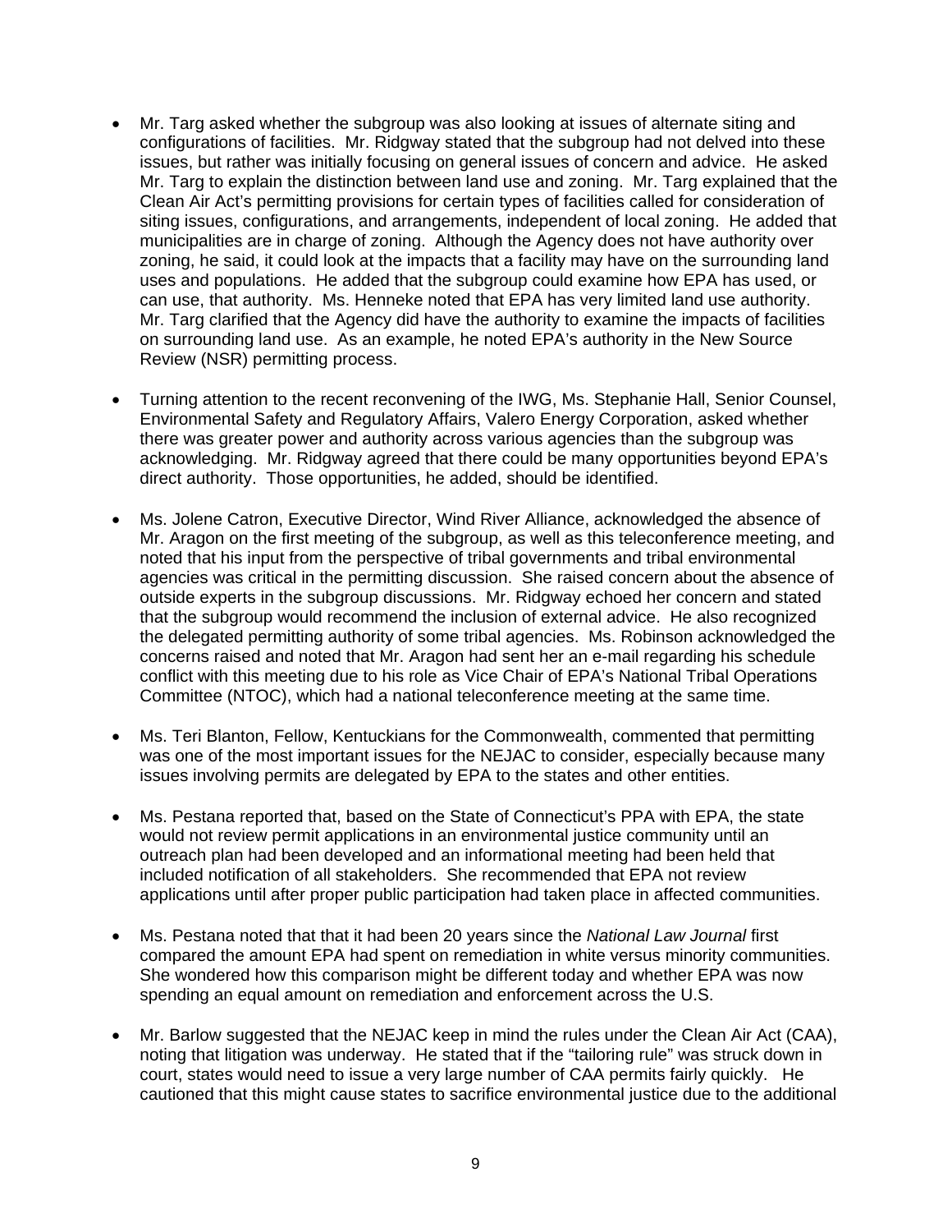- Mr. Targ asked whether the subgroup was also looking at issues of alternate siting and configurations of facilities. Mr. Ridgway stated that the subgroup had not delved into these issues, but rather was initially focusing on general issues of concern and advice. He asked Mr. Targ to explain the distinction between land use and zoning. Mr. Targ explained that the Clean Air Act's permitting provisions for certain types of facilities called for consideration of siting issues, configurations, and arrangements, independent of local zoning. He added that municipalities are in charge of zoning. Although the Agency does not have authority over zoning, he said, it could look at the impacts that a facility may have on the surrounding land uses and populations. He added that the subgroup could examine how EPA has used, or can use, that authority. Ms. Henneke noted that EPA has very limited land use authority. Mr. Targ clarified that the Agency did have the authority to examine the impacts of facilities on surrounding land use. As an example, he noted EPA's authority in the New Source Review (NSR) permitting process.

- Turning attention to the recent reconvening of the IWG, Ms. Stephanie Hall, Senior Counsel, Environmental Safety and Regulatory Affairs, Valero Energy Corporation, asked whether there was greater power and authority across various agencies than the subgroup was acknowledging. Mr. Ridgway agreed that there could be many opportunities beyond EPA's direct authority. Those opportunities, he added, should be identified.

- Ms. Jolene Catron, Executive Director, Wind River Alliance, acknowledged the absence of Mr. Aragon on the first meeting of the subgroup, as well as this teleconference meeting, and noted that his input from the perspective of tribal governments and tribal environmental agencies was critical in the permitting discussion. She raised concern about the absence of outside experts in the subgroup discussions. Mr. Ridgway echoed her concern and stated that the subgroup would recommend the inclusion of external advice. He also recognized the delegated permitting authority of some tribal agencies. Ms. Robinson acknowledged the concerns raised and noted that Mr. Aragon had sent her an e-mail regarding his schedule conflict with this meeting due to his role as Vice Chair of EPA's National Tribal Operations Committee (NTOC), which had a national teleconference meeting at the same time.

- Ms. Teri Blanton, Fellow, Kentuckians for the Commonwealth, commented that permitting was one of the most important issues for the NEJAC to consider, especially because many issues involving permits are delegated by EPA to the states and other entities.

- Ms. Pestana reported that, based on the State of Connecticut's PPA with EPA, the state would not review permit applications in an environmental justice community until an outreach plan had been developed and an informational meeting had been held that included notification of all stakeholders. She recommended that EPA not review applications until after proper public participation had taken place in affected communities.

- Ms. Pestana noted that that it had been 20 years since the *National Law Journal* first compared the amount EPA had spent on remediation in white versus minority communities. She wondered how this comparison might be different today and whether EPA was now spending an equal amount on remediation and enforcement across the U.S.

- Mr. Barlow suggested that the NEJAC keep in mind the rules under the Clean Air Act (CAA), noting that litigation was underway. He stated that if the "tailoring rule" was struck down in court, states would need to issue a very large number of CAA permits fairly quickly. He cautioned that this might cause states to sacrifice environmental justice due to the additional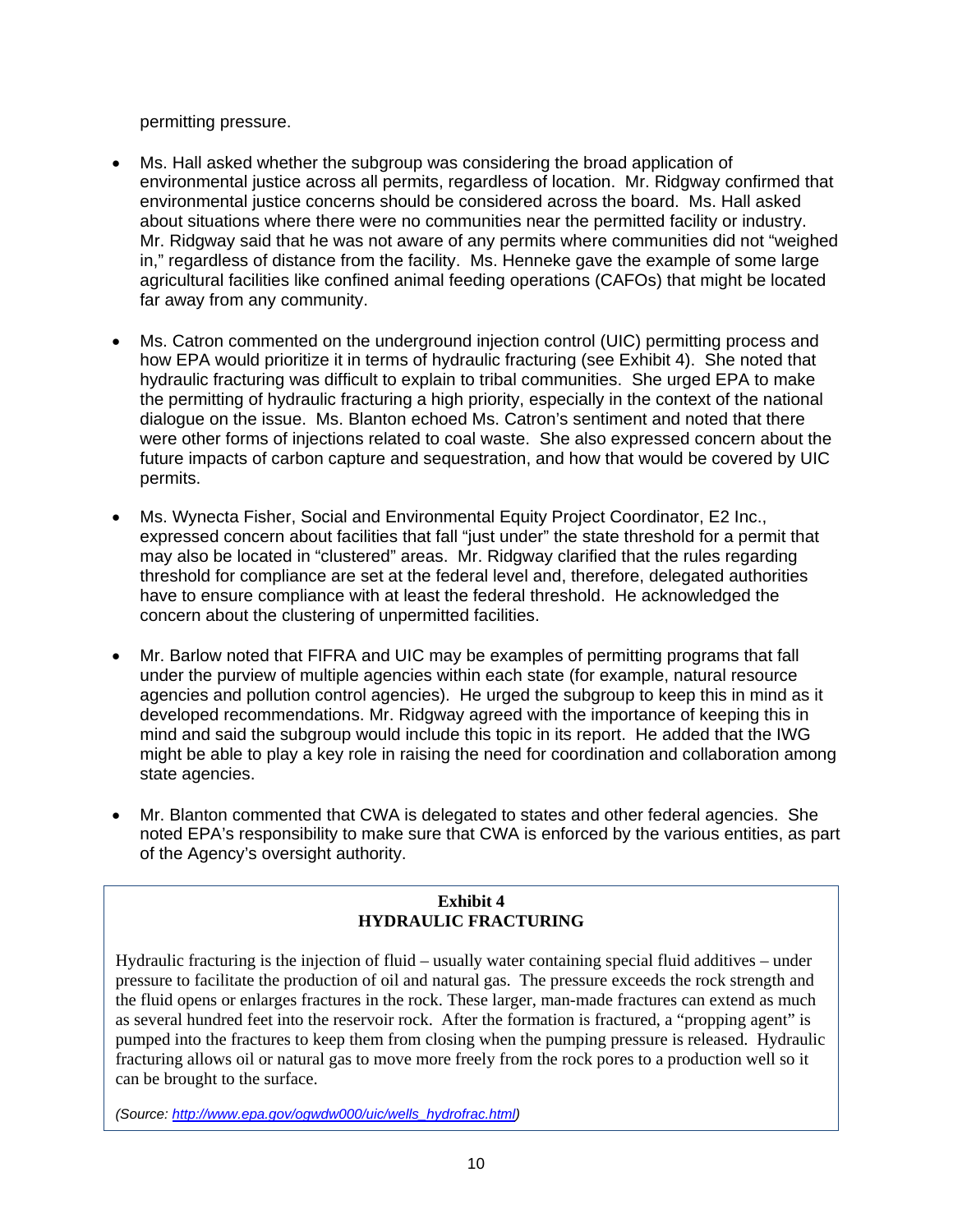permitting pressure.

- Ms. Hall asked whether the subgroup was considering the broad application of environmental justice across all permits, regardless of location. Mr. Ridgway confirmed that environmental justice concerns should be considered across the board. Ms. Hall asked about situations where there were no communities near the permitted facility or industry. Mr. Ridgway said that he was not aware of any permits where communities did not "weighed in," regardless of distance from the facility. Ms. Henneke gave the example of some large agricultural facilities like confined animal feeding operations (CAFOs) that might be located far away from any community.

- Ms. Catron commented on the underground injection control (UIC) permitting process and how EPA would prioritize it in terms of hydraulic fracturing (see Exhibit 4). She noted that hydraulic fracturing was difficult to explain to tribal communities. She urged EPA to make the permitting of hydraulic fracturing a high priority, especially in the context of the national dialogue on the issue. Ms. Blanton echoed Ms. Catron's sentiment and noted that there were other forms of injections related to coal waste. She also expressed concern about the future impacts of carbon capture and sequestration, and how that would be covered by UIC permits.

- Ms. Wynecta Fisher, Social and Environmental Equity Project Coordinator, E2 Inc., expressed concern about facilities that fall "just under" the state threshold for a permit that may also be located in "clustered" areas. Mr. Ridgway clarified that the rules regarding threshold for compliance are set at the federal level and, therefore, delegated authorities have to ensure compliance with at least the federal threshold. He acknowledged the concern about the clustering of unpermitted facilities.

- Mr. Barlow noted that FIFRA and UIC may be examples of permitting programs that fall under the purview of multiple agencies within each state (for example, natural resource agencies and pollution control agencies). He urged the subgroup to keep this in mind as it developed recommendations. Mr. Ridgway agreed with the importance of keeping this in mind and said the subgroup would include this topic in its report. He added that the IWG might be able to play a key role in raising the need for coordination and collaboration among state agencies.

- Mr. Blanton commented that CWA is delegated to states and other federal agencies. She noted EPA's responsibility to make sure that CWA is enforced by the various entities, as part of the Agency's oversight authority.

**Exhibit 4**
**HYDRAULIC FRACTURING**

Hydraulic fracturing is the injection of fluid – usually water containing special fluid additives – under pressure to facilitate the production of oil and natural gas. The pressure exceeds the rock strength and the fluid opens or enlarges fractures in the rock. These larger, man-made fractures can extend as much as several hundred feet into the reservoir rock. After the formation is fractured, a "propping agent" is pumped into the fractures to keep them from closing when the pumping pressure is released. Hydraulic fracturing allows oil or natural gas to move more freely from the rock pores to a production well so it can be brought to the surface.

*(Source: http://www.epa.gov/ogwdw000/uic/wells_hydrofrac.html)*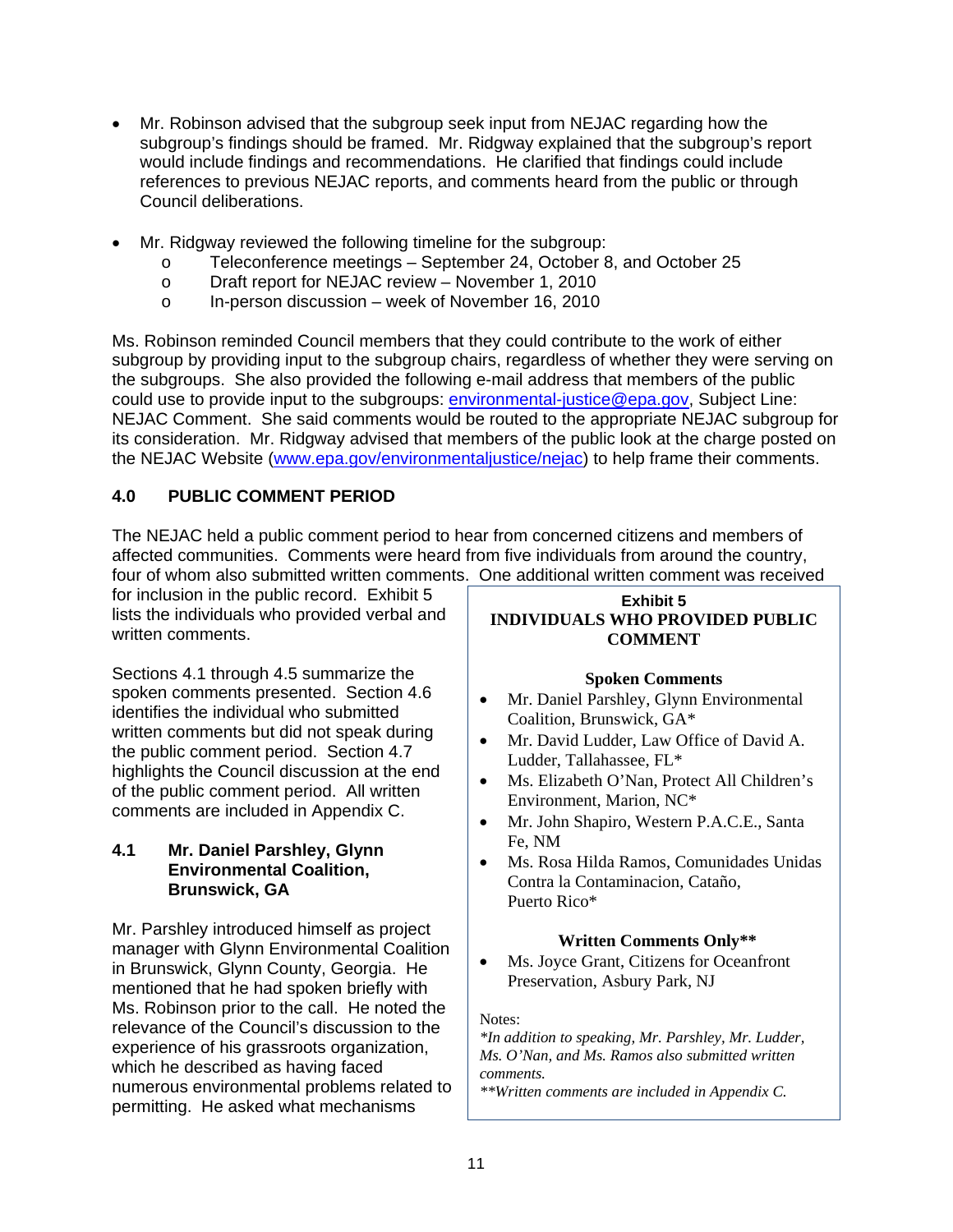- Mr. Robinson advised that the subgroup seek input from NEJAC regarding how the subgroup's findings should be framed. Mr. Ridgway explained that the subgroup's report would include findings and recommendations. He clarified that findings could include references to previous NEJAC reports, and comments heard from the public or through Council deliberations.

- Mr. Ridgway reviewed the following timeline for the subgroup:
  - Teleconference meetings – September 24, October 8, and October 25
  - Draft report for NEJAC review – November 1, 2010
  - In-person discussion – week of November 16, 2010

Ms. Robinson reminded Council members that they could contribute to the work of either subgroup by providing input to the subgroup chairs, regardless of whether they were serving on the subgroups. She also provided the following e-mail address that members of the public could use to provide input to the subgroups: environmental-justice@epa.gov, Subject Line: NEJAC Comment. She said comments would be routed to the appropriate NEJAC subgroup for its consideration. Mr. Ridgway advised that members of the public look at the charge posted on the NEJAC Website (www.epa.gov/environmentaljustice/nejac) to help frame their comments.

## 4.0 PUBLIC COMMENT PERIOD

The NEJAC held a public comment period to hear from concerned citizens and members of affected communities. Comments were heard from five individuals from around the country, four of whom also submitted written comments. One additional written comment was received for inclusion in the public record. Exhibit 5 lists the individuals who provided verbal and written comments.

Sections 4.1 through 4.5 summarize the spoken comments presented. Section 4.6 identifies the individual who submitted written comments but did not speak during the public comment period. Section 4.7 highlights the Council discussion at the end of the public comment period. All written comments are included in Appendix C.

**Exhibit 5**
**INDIVIDUALS WHO PROVIDED PUBLIC COMMENT**

**Spoken Comments**

- Mr. Daniel Parshley, Glynn Environmental Coalition, Brunswick, GA*
- Mr. David Ludder, Law Office of David A. Ludder, Tallahassee, FL*
- Ms. Elizabeth O'Nan, Protect All Children's Environment, Marion, NC*
- Mr. John Shapiro, Western P.A.C.E., Santa Fe, NM
- Ms. Rosa Hilda Ramos, Comunidades Unidas Contra la Contaminacion, Cataño, Puerto Rico*

**Written Comments Only****

- Ms. Joyce Grant, Citizens for Oceanfront Preservation, Asbury Park, NJ

Notes:
*\*In addition to speaking, Mr. Parshley, Mr. Ludder, Ms. O'Nan, and Ms. Ramos also submitted written comments.*
*\*\*Written comments are included in Appendix C.*

### 4.1 Mr. Daniel Parshley, Glynn Environmental Coalition, Brunswick, GA

Mr. Parshley introduced himself as project manager with Glynn Environmental Coalition in Brunswick, Glynn County, Georgia. He mentioned that he had spoken briefly with Ms. Robinson prior to the call. He noted the relevance of the Council's discussion to the experience of his grassroots organization, which he described as having faced numerous environmental problems related to permitting. He asked what mechanisms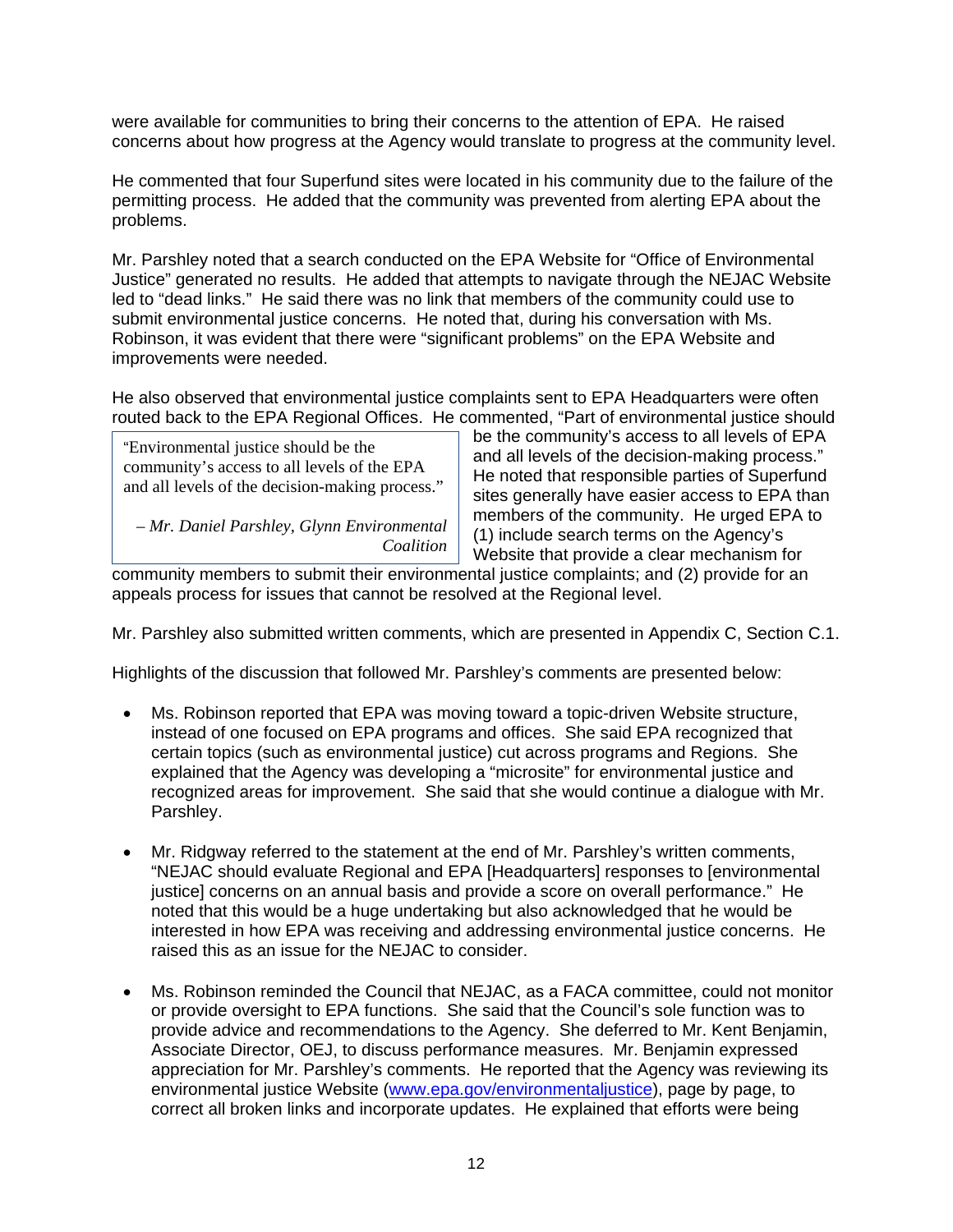were available for communities to bring their concerns to the attention of EPA. He raised concerns about how progress at the Agency would translate to progress at the community level.

He commented that four Superfund sites were located in his community due to the failure of the permitting process. He added that the community was prevented from alerting EPA about the problems.

Mr. Parshley noted that a search conducted on the EPA Website for "Office of Environmental Justice" generated no results. He added that attempts to navigate through the NEJAC Website led to "dead links." He said there was no link that members of the community could use to submit environmental justice concerns. He noted that, during his conversation with Ms. Robinson, it was evident that there were "significant problems" on the EPA Website and improvements were needed.

He also observed that environmental justice complaints sent to EPA Headquarters were often routed back to the EPA Regional Offices. He commented, "Part of environmental justice should be the community's access to all levels of EPA and all levels of the decision-making process." He noted that responsible parties of Superfund sites generally have easier access to EPA than members of the community. He urged EPA to (1) include search terms on the Agency's Website that provide a clear mechanism for community members to submit their environmental justice complaints; and (2) provide for an appeals process for issues that cannot be resolved at the Regional level.

> "Environmental justice should be the community's access to all levels of the EPA and all levels of the decision-making process."
>
> *– Mr. Daniel Parshley, Glynn Environmental Coalition*

Mr. Parshley also submitted written comments, which are presented in Appendix C, Section C.1.

Highlights of the discussion that followed Mr. Parshley's comments are presented below:

- Ms. Robinson reported that EPA was moving toward a topic-driven Website structure, instead of one focused on EPA programs and offices. She said EPA recognized that certain topics (such as environmental justice) cut across programs and Regions. She explained that the Agency was developing a "microsite" for environmental justice and recognized areas for improvement. She said that she would continue a dialogue with Mr. Parshley.

- Mr. Ridgway referred to the statement at the end of Mr. Parshley's written comments, "NEJAC should evaluate Regional and EPA [Headquarters] responses to [environmental justice] concerns on an annual basis and provide a score on overall performance." He noted that this would be a huge undertaking but also acknowledged that he would be interested in how EPA was receiving and addressing environmental justice concerns. He raised this as an issue for the NEJAC to consider.

- Ms. Robinson reminded the Council that NEJAC, as a FACA committee, could not monitor or provide oversight to EPA functions. She said that the Council's sole function was to provide advice and recommendations to the Agency. She deferred to Mr. Kent Benjamin, Associate Director, OEJ, to discuss performance measures. Mr. Benjamin expressed appreciation for Mr. Parshley's comments. He reported that the Agency was reviewing its environmental justice Website (www.epa.gov/environmentaljustice), page by page, to correct all broken links and incorporate updates. He explained that efforts were being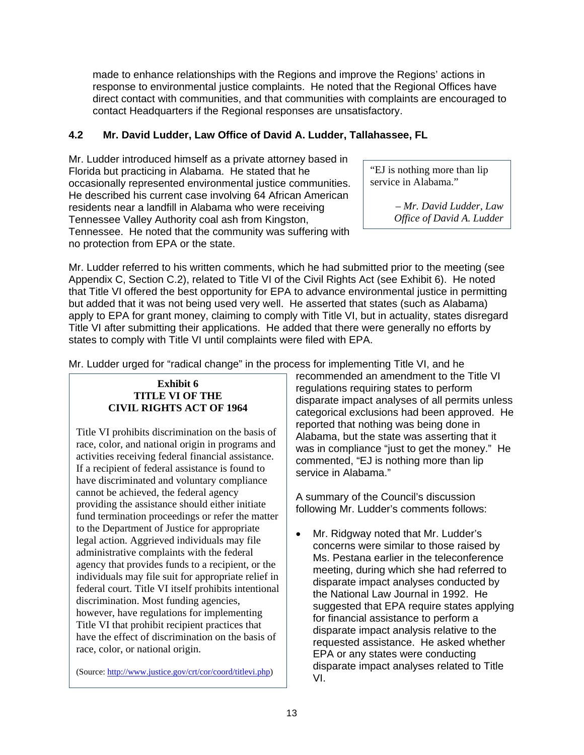made to enhance relationships with the Regions and improve the Regions' actions in response to environmental justice complaints. He noted that the Regional Offices have direct contact with communities, and that communities with complaints are encouraged to contact Headquarters if the Regional responses are unsatisfactory.

### 4.2 Mr. David Ludder, Law Office of David A. Ludder, Tallahassee, FL

Mr. Ludder introduced himself as a private attorney based in Florida but practicing in Alabama. He stated that he occasionally represented environmental justice communities. He described his current case involving 64 African American residents near a landfill in Alabama who were receiving Tennessee Valley Authority coal ash from Kingston, Tennessee. He noted that the community was suffering with no protection from EPA or the state.

> "EJ is nothing more than lip service in Alabama."
>
> *– Mr. David Ludder, Law Office of David A. Ludder*

Mr. Ludder referred to his written comments, which he had submitted prior to the meeting (see Appendix C, Section C.2), related to Title VI of the Civil Rights Act (see Exhibit 6). He noted that Title VI offered the best opportunity for EPA to advance environmental justice in permitting but added that it was not being used very well. He asserted that states (such as Alabama) apply to EPA for grant money, claiming to comply with Title VI, but in actuality, states disregard Title VI after submitting their applications. He added that there were generally no efforts by states to comply with Title VI until complaints were filed with EPA.

Mr. Ludder urged for "radical change" in the process for implementing Title VI, and he recommended an amendment to the Title VI regulations requiring states to perform disparate impact analyses of all permits unless categorical exclusions had been approved. He reported that nothing was being done in Alabama, but the state was asserting that it was in compliance "just to get the money." He commented, "EJ is nothing more than lip service in Alabama."

> **Exhibit 6**
> **TITLE VI OF THE CIVIL RIGHTS ACT OF 1964**
>
> Title VI prohibits discrimination on the basis of race, color, and national origin in programs and activities receiving federal financial assistance. If a recipient of federal assistance is found to have discriminated and voluntary compliance cannot be achieved, the federal agency providing the assistance should either initiate fund termination proceedings or refer the matter to the Department of Justice for appropriate legal action. Aggrieved individuals may file administrative complaints with the federal agency that provides funds to a recipient, or the individuals may file suit for appropriate relief in federal court. Title VI itself prohibits intentional discrimination. Most funding agencies, however, have regulations for implementing Title VI that prohibit recipient practices that have the effect of discrimination on the basis of race, color, or national origin.
>
> (Source: http://www.justice.gov/crt/cor/coord/titlevi.php)

A summary of the Council's discussion following Mr. Ludder's comments follows:

- Mr. Ridgway noted that Mr. Ludder's concerns were similar to those raised by Ms. Pestana earlier in the teleconference meeting, during which she had referred to disparate impact analyses conducted by the National Law Journal in 1992. He suggested that EPA require states applying for financial assistance to perform a disparate impact analysis relative to the requested assistance. He asked whether EPA or any states were conducting disparate impact analyses related to Title VI.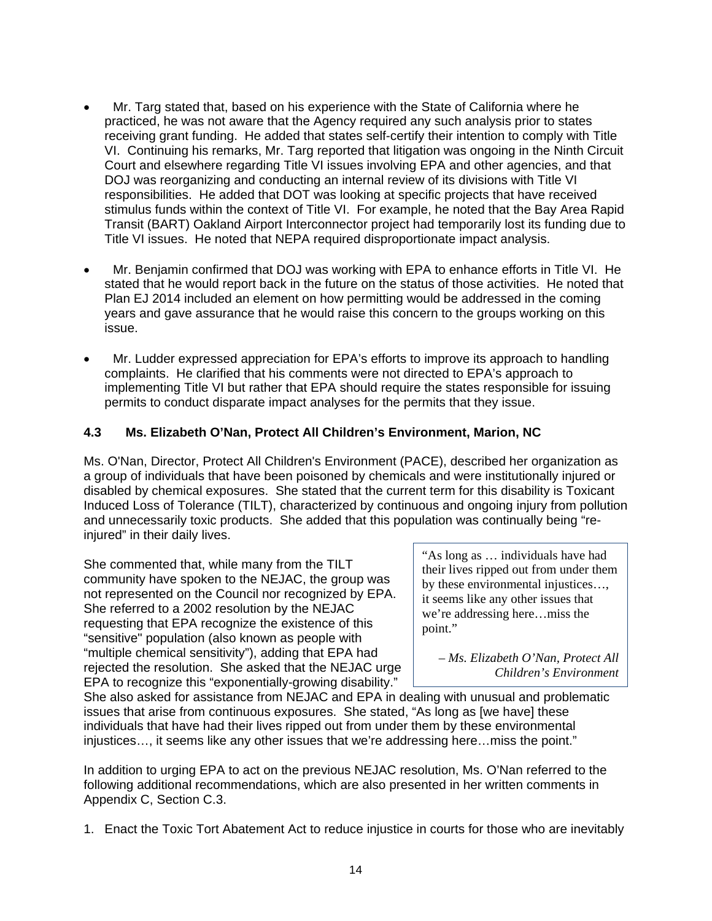- Mr. Targ stated that, based on his experience with the State of California where he practiced, he was not aware that the Agency required any such analysis prior to states receiving grant funding. He added that states self-certify their intention to comply with Title VI. Continuing his remarks, Mr. Targ reported that litigation was ongoing in the Ninth Circuit Court and elsewhere regarding Title VI issues involving EPA and other agencies, and that DOJ was reorganizing and conducting an internal review of its divisions with Title VI responsibilities. He added that DOT was looking at specific projects that have received stimulus funds within the context of Title VI. For example, he noted that the Bay Area Rapid Transit (BART) Oakland Airport Interconnector project had temporarily lost its funding due to Title VI issues. He noted that NEPA required disproportionate impact analysis.

- Mr. Benjamin confirmed that DOJ was working with EPA to enhance efforts in Title VI. He stated that he would report back in the future on the status of those activities. He noted that Plan EJ 2014 included an element on how permitting would be addressed in the coming years and gave assurance that he would raise this concern to the groups working on this issue.

- Mr. Ludder expressed appreciation for EPA's efforts to improve its approach to handling complaints. He clarified that his comments were not directed to EPA's approach to implementing Title VI but rather that EPA should require the states responsible for issuing permits to conduct disparate impact analyses for the permits that they issue.

### 4.3 Ms. Elizabeth O'Nan, Protect All Children's Environment, Marion, NC

Ms. O'Nan, Director, Protect All Children's Environment (PACE), described her organization as a group of individuals that have been poisoned by chemicals and were institutionally injured or disabled by chemical exposures. She stated that the current term for this disability is Toxicant Induced Loss of Tolerance (TILT), characterized by continuous and ongoing injury from pollution and unnecessarily toxic products. She added that this population was continually being "re-injured" in their daily lives.

She commented that, while many from the TILT community have spoken to the NEJAC, the group was not represented on the Council nor recognized by EPA. She referred to a 2002 resolution by the NEJAC requesting that EPA recognize the existence of this "sensitive" population (also known as people with "multiple chemical sensitivity"), adding that EPA had rejected the resolution. She asked that the NEJAC urge EPA to recognize this "exponentially-growing disability." She also asked for assistance from NEJAC and EPA in dealing with unusual and problematic issues that arise from continuous exposures. She stated, "As long as [we have] these individuals that have had their lives ripped out from under them by these environmental injustices…, it seems like any other issues that we're addressing here…miss the point."

> "As long as … individuals have had their lives ripped out from under them by these environmental injustices…, it seems like any other issues that we're addressing here…miss the point."
>
> *– Ms. Elizabeth O'Nan, Protect All Children's Environment*

In addition to urging EPA to act on the previous NEJAC resolution, Ms. O'Nan referred to the following additional recommendations, which are also presented in her written comments in Appendix C, Section C.3.

1. Enact the Toxic Tort Abatement Act to reduce injustice in courts for those who are inevitably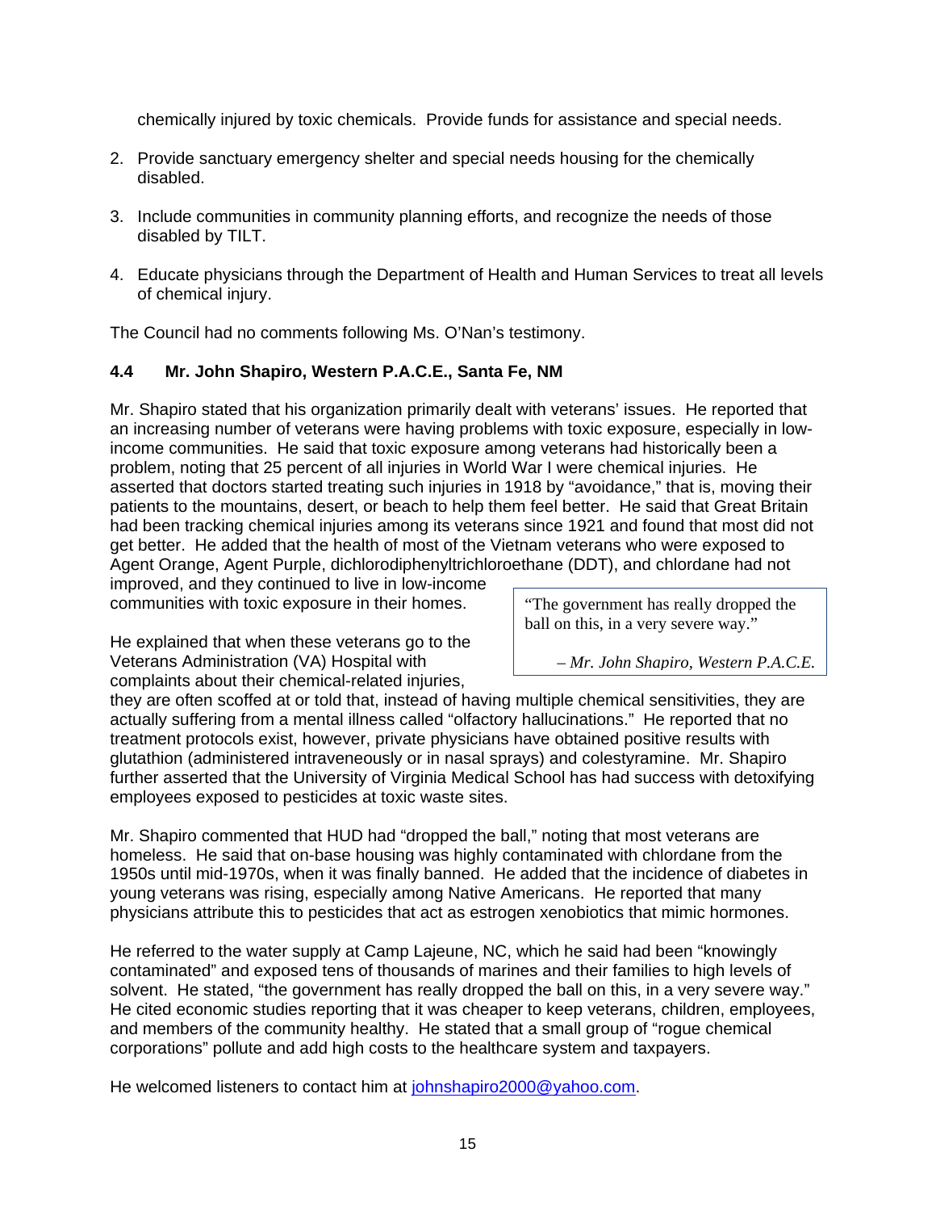chemically injured by toxic chemicals. Provide funds for assistance and special needs.

2. Provide sanctuary emergency shelter and special needs housing for the chemically disabled.

3. Include communities in community planning efforts, and recognize the needs of those disabled by TILT.

4. Educate physicians through the Department of Health and Human Services to treat all levels of chemical injury.

The Council had no comments following Ms. O'Nan's testimony.

### 4.4 Mr. John Shapiro, Western P.A.C.E., Santa Fe, NM

Mr. Shapiro stated that his organization primarily dealt with veterans' issues. He reported that an increasing number of veterans were having problems with toxic exposure, especially in low-income communities. He said that toxic exposure among veterans had historically been a problem, noting that 25 percent of all injuries in World War I were chemical injuries. He asserted that doctors started treating such injuries in 1918 by "avoidance," that is, moving their patients to the mountains, desert, or beach to help them feel better. He said that Great Britain had been tracking chemical injuries among its veterans since 1921 and found that most did not get better. He added that the health of most of the Vietnam veterans who were exposed to Agent Orange, Agent Purple, dichlorodiphenyltrichloroethane (DDT), and chlordane had not improved, and they continued to live in low-income communities with toxic exposure in their homes.

> "The government has really dropped the ball on this, in a very severe way."
>
> *– Mr. John Shapiro, Western P.A.C.E.*

He explained that when these veterans go to the Veterans Administration (VA) Hospital with complaints about their chemical-related injuries, they are often scoffed at or told that, instead of having multiple chemical sensitivities, they are actually suffering from a mental illness called "olfactory hallucinations." He reported that no treatment protocols exist, however, private physicians have obtained positive results with glutathion (administered intraveneously or in nasal sprays) and colestyramine. Mr. Shapiro further asserted that the University of Virginia Medical School has had success with detoxifying employees exposed to pesticides at toxic waste sites.

Mr. Shapiro commented that HUD had "dropped the ball," noting that most veterans are homeless. He said that on-base housing was highly contaminated with chlordane from the 1950s until mid-1970s, when it was finally banned. He added that the incidence of diabetes in young veterans was rising, especially among Native Americans. He reported that many physicians attribute this to pesticides that act as estrogen xenobiotics that mimic hormones.

He referred to the water supply at Camp Lajeune, NC, which he said had been "knowingly contaminated" and exposed tens of thousands of marines and their families to high levels of solvent. He stated, "the government has really dropped the ball on this, in a very severe way." He cited economic studies reporting that it was cheaper to keep veterans, children, employees, and members of the community healthy. He stated that a small group of "rogue chemical corporations" pollute and add high costs to the healthcare system and taxpayers.

He welcomed listeners to contact him at johnshapiro2000@yahoo.com.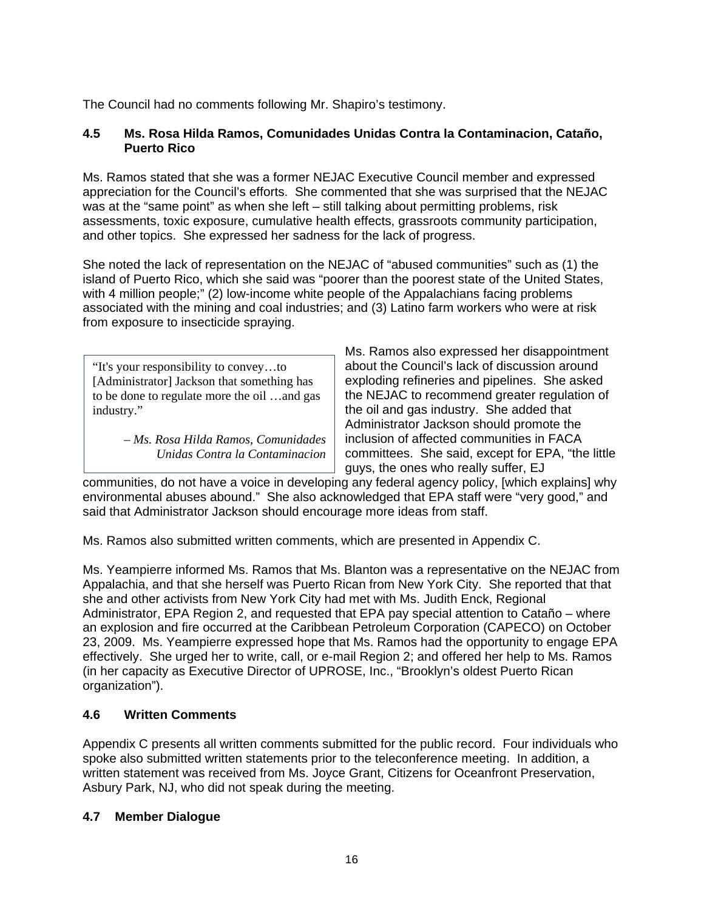The Council had no comments following Mr. Shapiro's testimony.

### 4.5 Ms. Rosa Hilda Ramos, Comunidades Unidas Contra la Contaminacion, Cataño, Puerto Rico

Ms. Ramos stated that she was a former NEJAC Executive Council member and expressed appreciation for the Council's efforts. She commented that she was surprised that the NEJAC was at the "same point" as when she left – still talking about permitting problems, risk assessments, toxic exposure, cumulative health effects, grassroots community participation, and other topics. She expressed her sadness for the lack of progress.

She noted the lack of representation on the NEJAC of "abused communities" such as (1) the island of Puerto Rico, which she said was "poorer than the poorest state of the United States, with 4 million people;" (2) low-income white people of the Appalachians facing problems associated with the mining and coal industries; and (3) Latino farm workers who were at risk from exposure to insecticide spraying.

> "It's your responsibility to convey…to [Administrator] Jackson that something has to be done to regulate more the oil …and gas industry."
>
> *– Ms. Rosa Hilda Ramos, Comunidades Unidas Contra la Contaminacion*

Ms. Ramos also expressed her disappointment about the Council's lack of discussion around exploding refineries and pipelines. She asked the NEJAC to recommend greater regulation of the oil and gas industry. She added that Administrator Jackson should promote the inclusion of affected communities in FACA committees. She said, except for EPA, "the little guys, the ones who really suffer, EJ communities, do not have a voice in developing any federal agency policy, [which explains] why environmental abuses abound." She also acknowledged that EPA staff were "very good," and said that Administrator Jackson should encourage more ideas from staff.

Ms. Ramos also submitted written comments, which are presented in Appendix C.

Ms. Yeampierre informed Ms. Ramos that Ms. Blanton was a representative on the NEJAC from Appalachia, and that she herself was Puerto Rican from New York City. She reported that that she and other activists from New York City had met with Ms. Judith Enck, Regional Administrator, EPA Region 2, and requested that EPA pay special attention to Cataño – where an explosion and fire occurred at the Caribbean Petroleum Corporation (CAPECO) on October 23, 2009. Ms. Yeampierre expressed hope that Ms. Ramos had the opportunity to engage EPA effectively. She urged her to write, call, or e-mail Region 2; and offered her help to Ms. Ramos (in her capacity as Executive Director of UPROSE, Inc., "Brooklyn's oldest Puerto Rican organization").

### 4.6 Written Comments

Appendix C presents all written comments submitted for the public record. Four individuals who spoke also submitted written statements prior to the teleconference meeting. In addition, a written statement was received from Ms. Joyce Grant, Citizens for Oceanfront Preservation, Asbury Park, NJ, who did not speak during the meeting.

### 4.7 Member Dialogue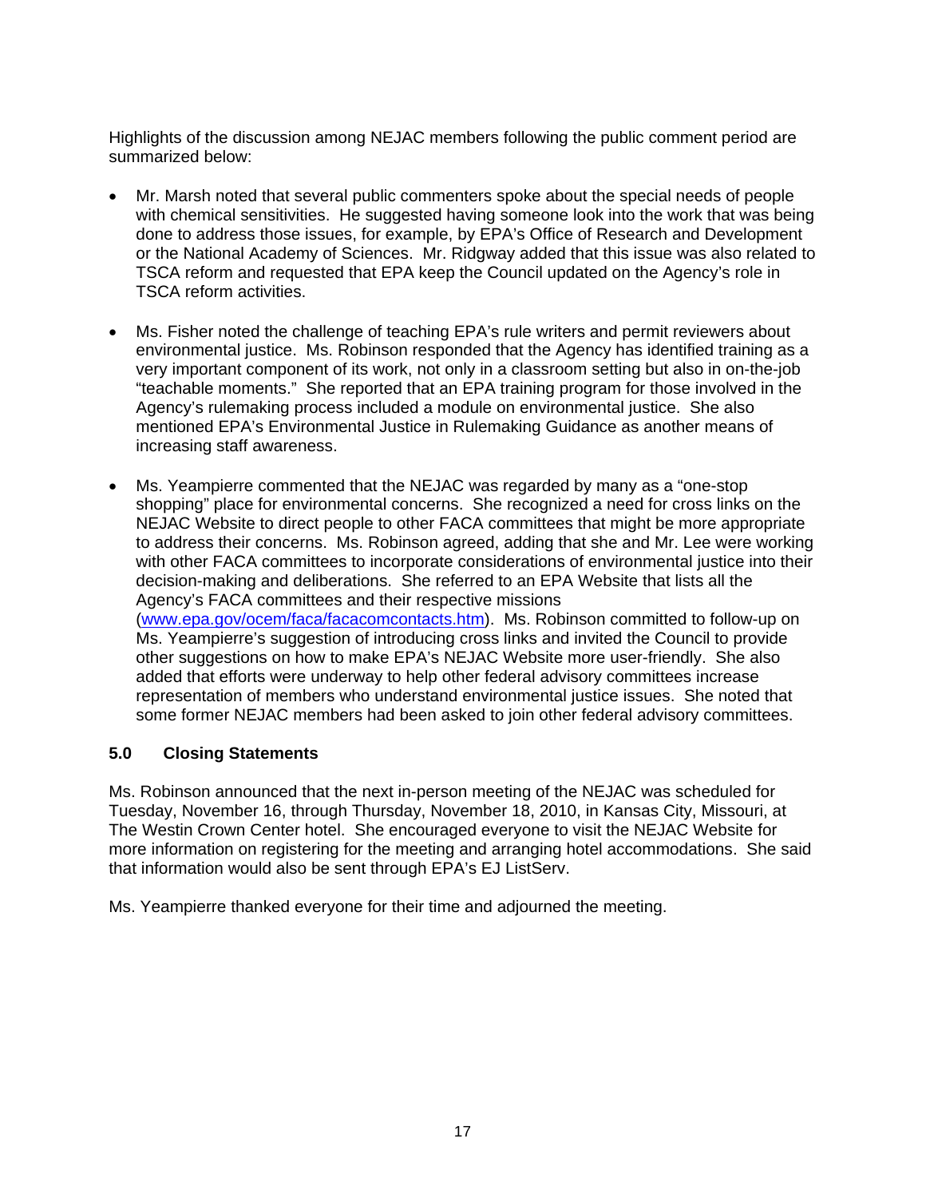Highlights of the discussion among NEJAC members following the public comment period are summarized below:

- Mr. Marsh noted that several public commenters spoke about the special needs of people with chemical sensitivities. He suggested having someone look into the work that was being done to address those issues, for example, by EPA's Office of Research and Development or the National Academy of Sciences. Mr. Ridgway added that this issue was also related to TSCA reform and requested that EPA keep the Council updated on the Agency's role in TSCA reform activities.

- Ms. Fisher noted the challenge of teaching EPA's rule writers and permit reviewers about environmental justice. Ms. Robinson responded that the Agency has identified training as a very important component of its work, not only in a classroom setting but also in on-the-job "teachable moments." She reported that an EPA training program for those involved in the Agency's rulemaking process included a module on environmental justice. She also mentioned EPA's Environmental Justice in Rulemaking Guidance as another means of increasing staff awareness.

- Ms. Yeampierre commented that the NEJAC was regarded by many as a "one-stop shopping" place for environmental concerns. She recognized a need for cross links on the NEJAC Website to direct people to other FACA committees that might be more appropriate to address their concerns. Ms. Robinson agreed, adding that she and Mr. Lee were working with other FACA committees to incorporate considerations of environmental justice into their decision-making and deliberations. She referred to an EPA Website that lists all the Agency's FACA committees and their respective missions (www.epa.gov/ocem/faca/facacomcontacts.htm). Ms. Robinson committed to follow-up on Ms. Yeampierre's suggestion of introducing cross links and invited the Council to provide other suggestions on how to make EPA's NEJAC Website more user-friendly. She also added that efforts were underway to help other federal advisory committees increase representation of members who understand environmental justice issues. She noted that some former NEJAC members had been asked to join other federal advisory committees.

## 5.0 Closing Statements

Ms. Robinson announced that the next in-person meeting of the NEJAC was scheduled for Tuesday, November 16, through Thursday, November 18, 2010, in Kansas City, Missouri, at The Westin Crown Center hotel. She encouraged everyone to visit the NEJAC Website for more information on registering for the meeting and arranging hotel accommodations. She said that information would also be sent through EPA's EJ ListServ.

Ms. Yeampierre thanked everyone for their time and adjourned the meeting.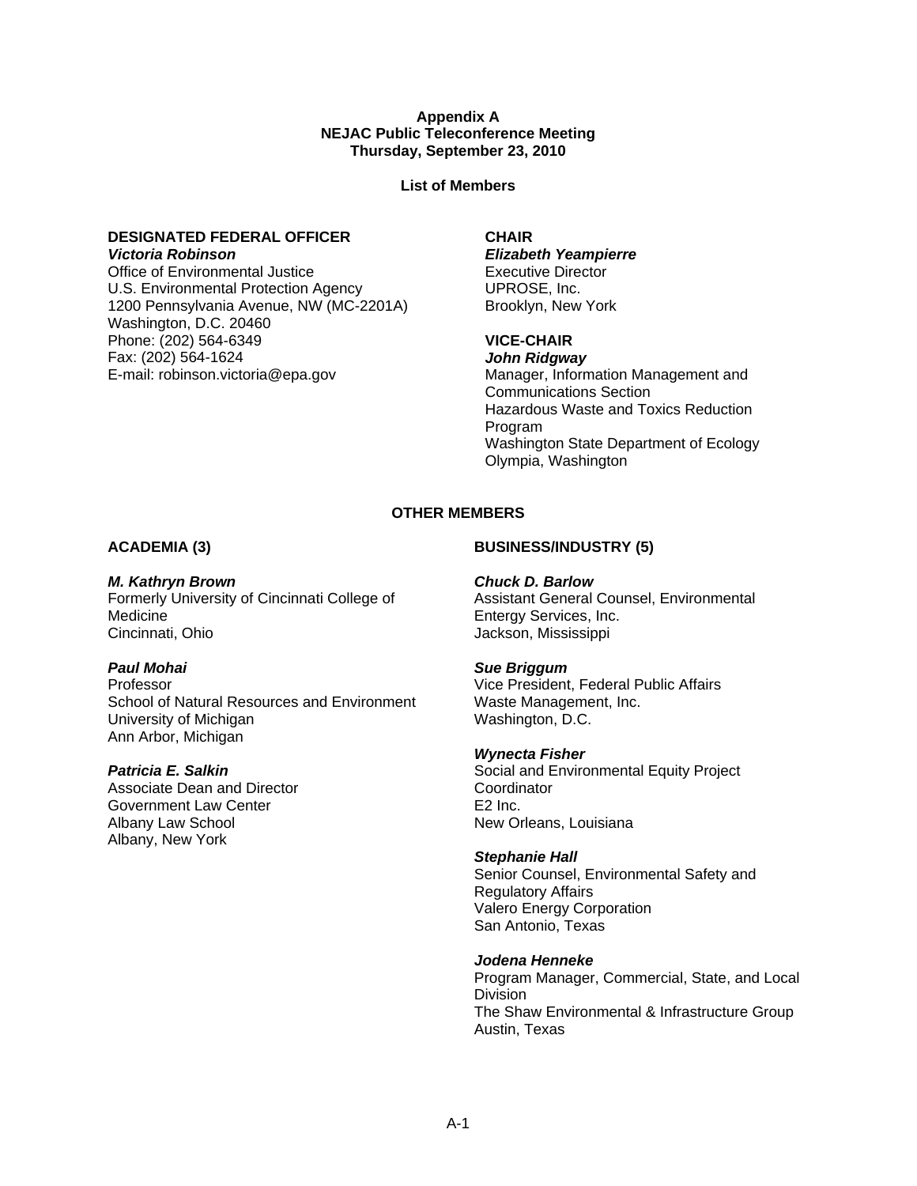**Appendix A**
**NEJAC Public Teleconference Meeting**
**Thursday, September 23, 2010**

**List of Members**

**DESIGNATED FEDERAL OFFICER**
***Victoria Robinson***
Office of Environmental Justice
U.S. Environmental Protection Agency
1200 Pennsylvania Avenue, NW (MC-2201A)
Washington, D.C. 20460
Phone: (202) 564-6349
Fax: (202) 564-1624
E-mail: robinson.victoria@epa.gov

**CHAIR**
***Elizabeth Yeampierre***
Executive Director
UPROSE, Inc.
Brooklyn, New York

**VICE-CHAIR**
***John Ridgway***
Manager, Information Management and Communications Section
Hazardous Waste and Toxics Reduction Program
Washington State Department of Ecology
Olympia, Washington

**OTHER MEMBERS**

**ACADEMIA (3)**

***M. Kathryn Brown***
Formerly University of Cincinnati College of Medicine
Cincinnati, Ohio

***Paul Mohai***
Professor
School of Natural Resources and Environment
University of Michigan
Ann Arbor, Michigan

***Patricia E. Salkin***
Associate Dean and Director
Government Law Center
Albany Law School
Albany, New York

**BUSINESS/INDUSTRY (5)**

***Chuck D. Barlow***
Assistant General Counsel, Environmental
Entergy Services, Inc.
Jackson, Mississippi

***Sue Briggum***
Vice President, Federal Public Affairs
Waste Management, Inc.
Washington, D.C.

***Wynecta Fisher***
Social and Environmental Equity Project Coordinator
E2 Inc.
New Orleans, Louisiana

***Stephanie Hall***
Senior Counsel, Environmental Safety and Regulatory Affairs
Valero Energy Corporation
San Antonio, Texas

***Jodena Henneke***
Program Manager, Commercial, State, and Local Division
The Shaw Environmental & Infrastructure Group
Austin, Texas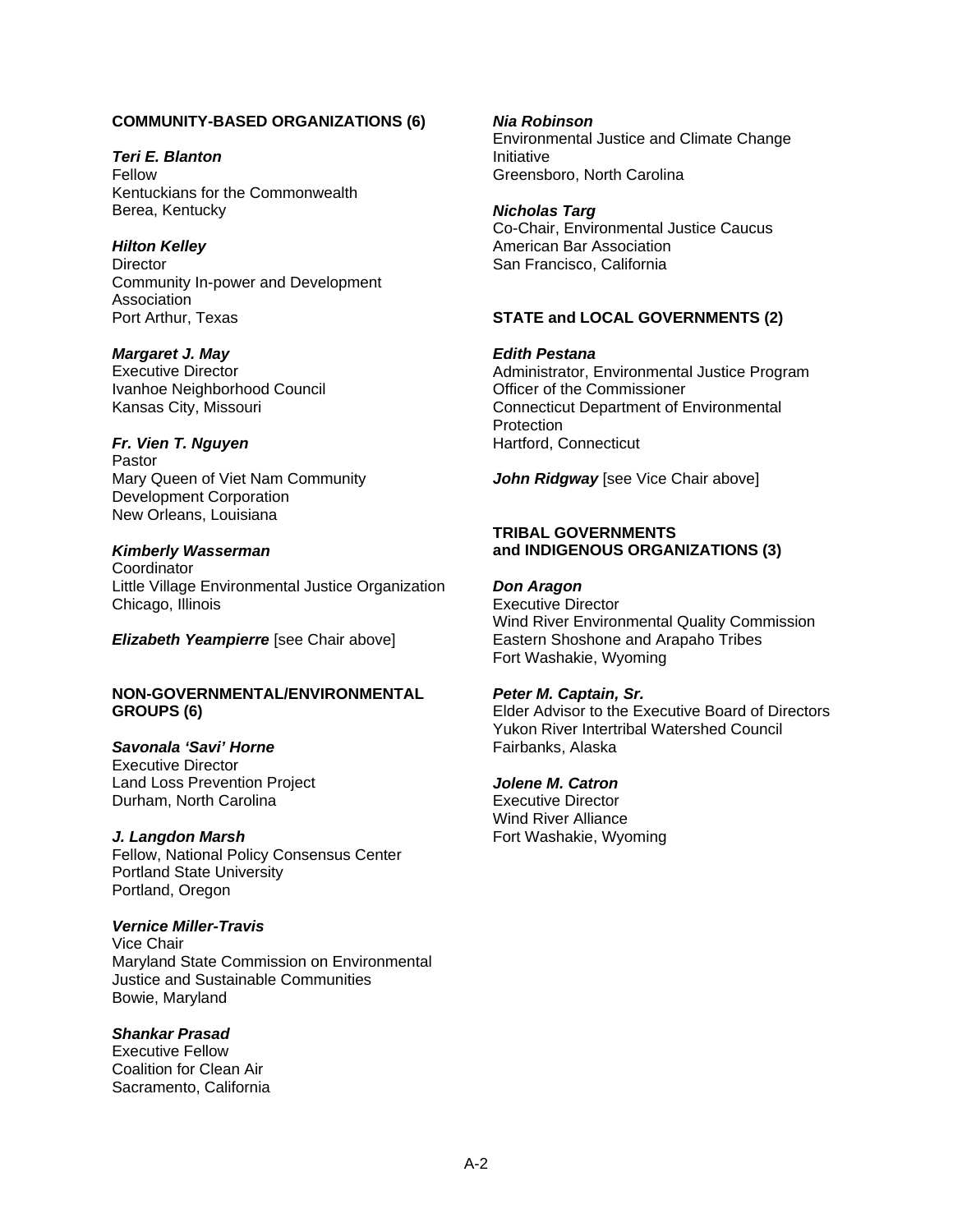**COMMUNITY-BASED ORGANIZATIONS (6)**

***Teri E. Blanton***
Fellow
Kentuckians for the Commonwealth
Berea, Kentucky

***Hilton Kelley***
Director
Community In-power and Development Association
Port Arthur, Texas

***Margaret J. May***
Executive Director
Ivanhoe Neighborhood Council
Kansas City, Missouri

***Fr. Vien T. Nguyen***
Pastor
Mary Queen of Viet Nam Community Development Corporation
New Orleans, Louisiana

***Kimberly Wasserman***
Coordinator
Little Village Environmental Justice Organization
Chicago, Illinois

***Elizabeth Yeampierre*** [see Chair above]

**NON-GOVERNMENTAL/ENVIRONMENTAL GROUPS (6)**

***Savonala 'Savi' Horne***
Executive Director
Land Loss Prevention Project
Durham, North Carolina

***J. Langdon Marsh***
Fellow, National Policy Consensus Center
Portland State University
Portland, Oregon

***Vernice Miller-Travis***
Vice Chair
Maryland State Commission on Environmental Justice and Sustainable Communities
Bowie, Maryland

***Shankar Prasad***
Executive Fellow
Coalition for Clean Air
Sacramento, California

***Nia Robinson***
Environmental Justice and Climate Change Initiative
Greensboro, North Carolina

***Nicholas Targ***
Co-Chair, Environmental Justice Caucus
American Bar Association
San Francisco, California

**STATE and LOCAL GOVERNMENTS (2)**

***Edith Pestana***
Administrator, Environmental Justice Program
Officer of the Commissioner
Connecticut Department of Environmental Protection
Hartford, Connecticut

***John Ridgway*** [see Vice Chair above]

**TRIBAL GOVERNMENTS and INDIGENOUS ORGANIZATIONS (3)**

***Don Aragon***
Executive Director
Wind River Environmental Quality Commission
Eastern Shoshone and Arapaho Tribes
Fort Washakie, Wyoming

***Peter M. Captain, Sr.***
Elder Advisor to the Executive Board of Directors
Yukon River Intertribal Watershed Council
Fairbanks, Alaska

***Jolene M. Catron***
Executive Director
Wind River Alliance
Fort Washakie, Wyoming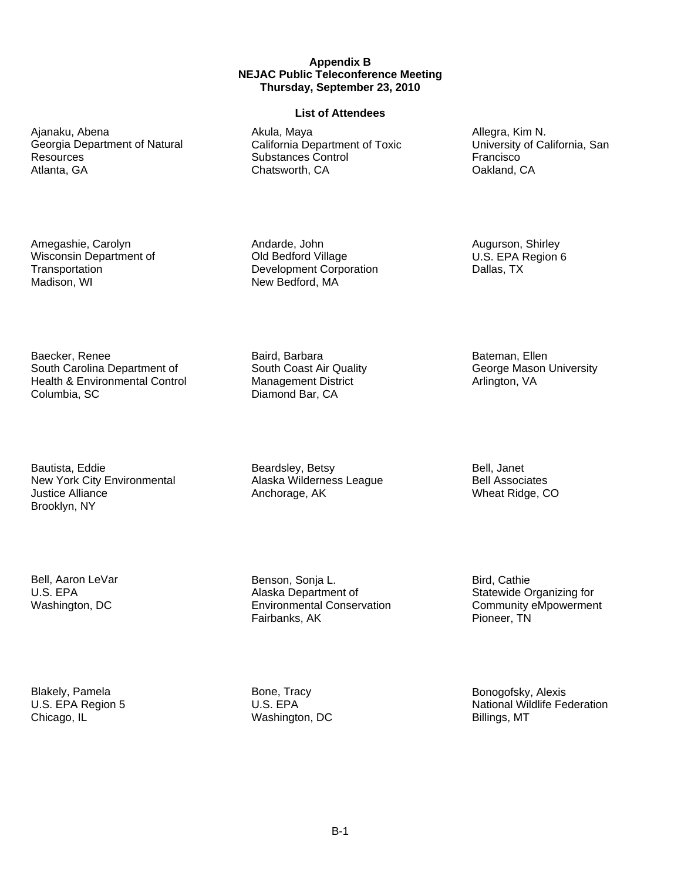**Appendix B**
**NEJAC Public Teleconference Meeting**
**Thursday, September 23, 2010**

**List of Attendees**

Ajanaku, Abena
Georgia Department of Natural Resources
Atlanta, GA

Akula, Maya
California Department of Toxic Substances Control
Chatsworth, CA

Allegra, Kim N.
University of California, San Francisco
Oakland, CA

Amegashie, Carolyn
Wisconsin Department of Transportation
Madison, WI

Andarde, John
Old Bedford Village Development Corporation
New Bedford, MA

Augurson, Shirley
U.S. EPA Region 6
Dallas, TX

Baecker, Renee
South Carolina Department of Health & Environmental Control
Columbia, SC

Baird, Barbara
South Coast Air Quality Management District
Diamond Bar, CA

Bateman, Ellen
George Mason University
Arlington, VA

Bautista, Eddie
New York City Environmental Justice Alliance
Brooklyn, NY

Beardsley, Betsy
Alaska Wilderness League
Anchorage, AK

Bell, Janet
Bell Associates
Wheat Ridge, CO

Bell, Aaron LeVar
U.S. EPA
Washington, DC

Benson, Sonja L.
Alaska Department of Environmental Conservation
Fairbanks, AK

Bird, Cathie
Statewide Organizing for Community eMpowerment
Pioneer, TN

Blakely, Pamela
U.S. EPA Region 5
Chicago, IL

Bone, Tracy
U.S. EPA
Washington, DC

Bonogofsky, Alexis
National Wildlife Federation
Billings, MT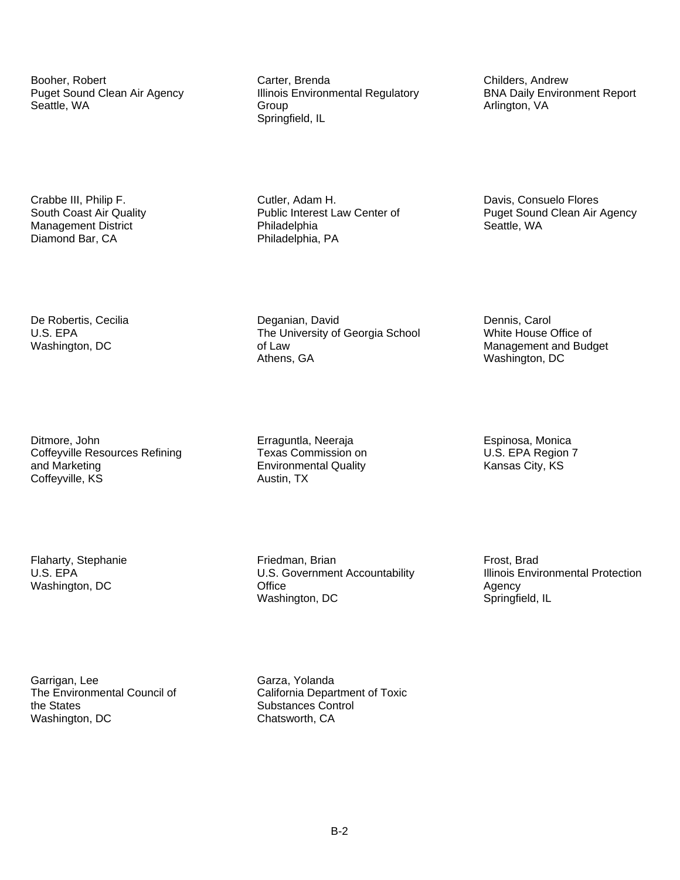Booher, Robert
Puget Sound Clean Air Agency
Seattle, WA

Carter, Brenda
Illinois Environmental Regulatory Group
Springfield, IL

Childers, Andrew
BNA Daily Environment Report
Arlington, VA

Crabbe III, Philip F.
South Coast Air Quality Management District
Diamond Bar, CA

Cutler, Adam H.
Public Interest Law Center of Philadelphia
Philadelphia, PA

Davis, Consuelo Flores
Puget Sound Clean Air Agency
Seattle, WA

De Robertis, Cecilia
U.S. EPA
Washington, DC

Deganian, David
The University of Georgia School of Law
Athens, GA

Dennis, Carol
White House Office of Management and Budget
Washington, DC

Ditmore, John
Coffeyville Resources Refining and Marketing
Coffeyville, KS

Erraguntla, Neeraja
Texas Commission on Environmental Quality
Austin, TX

Espinosa, Monica
U.S. EPA Region 7
Kansas City, KS

Flaharty, Stephanie
U.S. EPA
Washington, DC

Friedman, Brian
U.S. Government Accountability Office
Washington, DC

Frost, Brad
Illinois Environmental Protection Agency
Springfield, IL

Garrigan, Lee
The Environmental Council of the States
Washington, DC

Garza, Yolanda
California Department of Toxic Substances Control
Chatsworth, CA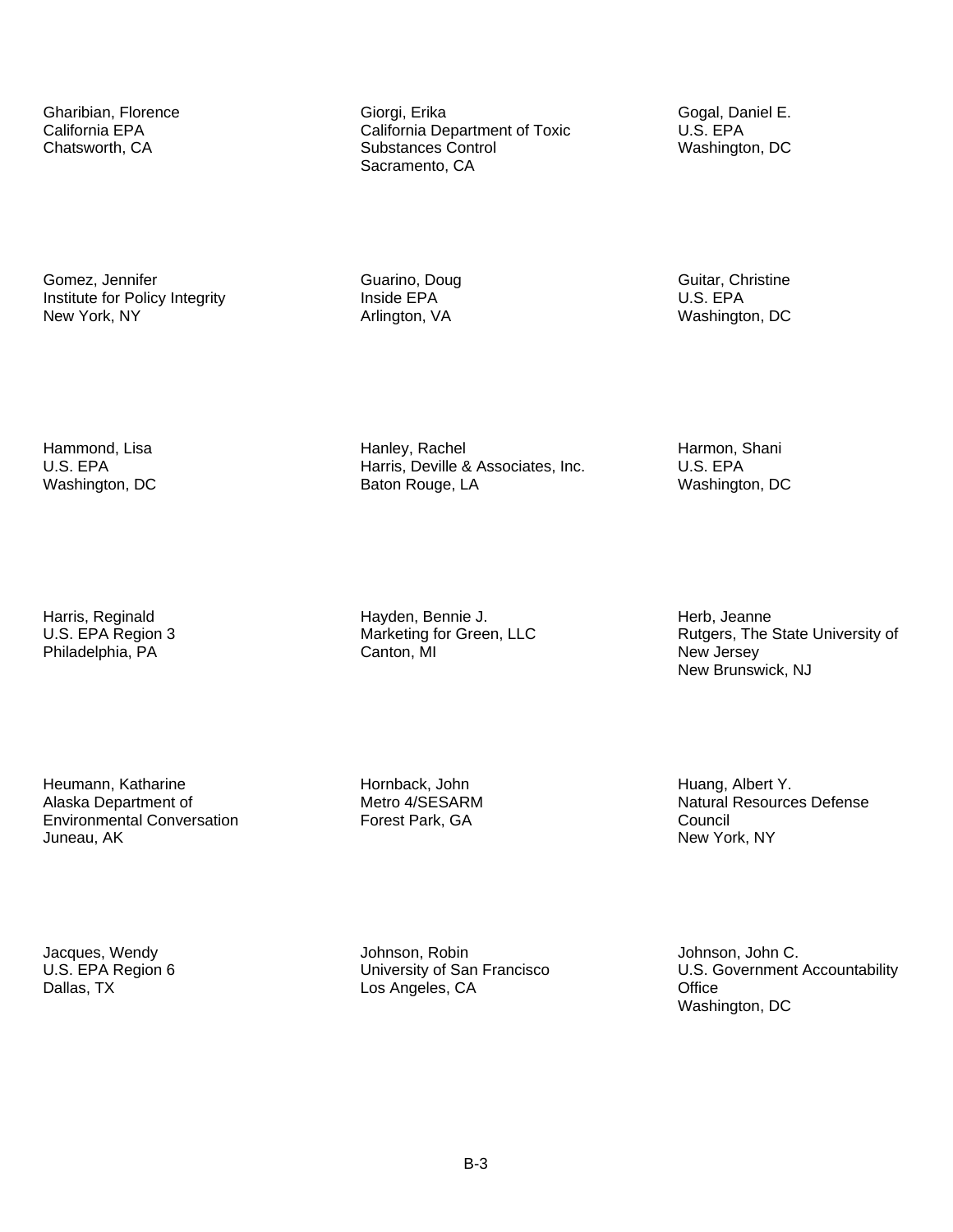Gharibian, Florence
California EPA
Chatsworth, CA

Giorgi, Erika
California Department of Toxic Substances Control
Sacramento, CA

Gogal, Daniel E.
U.S. EPA
Washington, DC

Gomez, Jennifer
Institute for Policy Integrity
New York, NY

Guarino, Doug
Inside EPA
Arlington, VA

Guitar, Christine
U.S. EPA
Washington, DC

Hammond, Lisa
U.S. EPA
Washington, DC

Hanley, Rachel
Harris, Deville & Associates, Inc.
Baton Rouge, LA

Harmon, Shani
U.S. EPA
Washington, DC

Harris, Reginald
U.S. EPA Region 3
Philadelphia, PA

Hayden, Bennie J.
Marketing for Green, LLC
Canton, MI

Herb, Jeanne
Rutgers, The State University of New Jersey
New Brunswick, NJ

Heumann, Katharine
Alaska Department of Environmental Conversation
Juneau, AK

Hornback, John
Metro 4/SESARM
Forest Park, GA

Huang, Albert Y.
Natural Resources Defense Council
New York, NY

Jacques, Wendy
U.S. EPA Region 6
Dallas, TX

Johnson, Robin
University of San Francisco
Los Angeles, CA

Johnson, John C.
U.S. Government Accountability Office
Washington, DC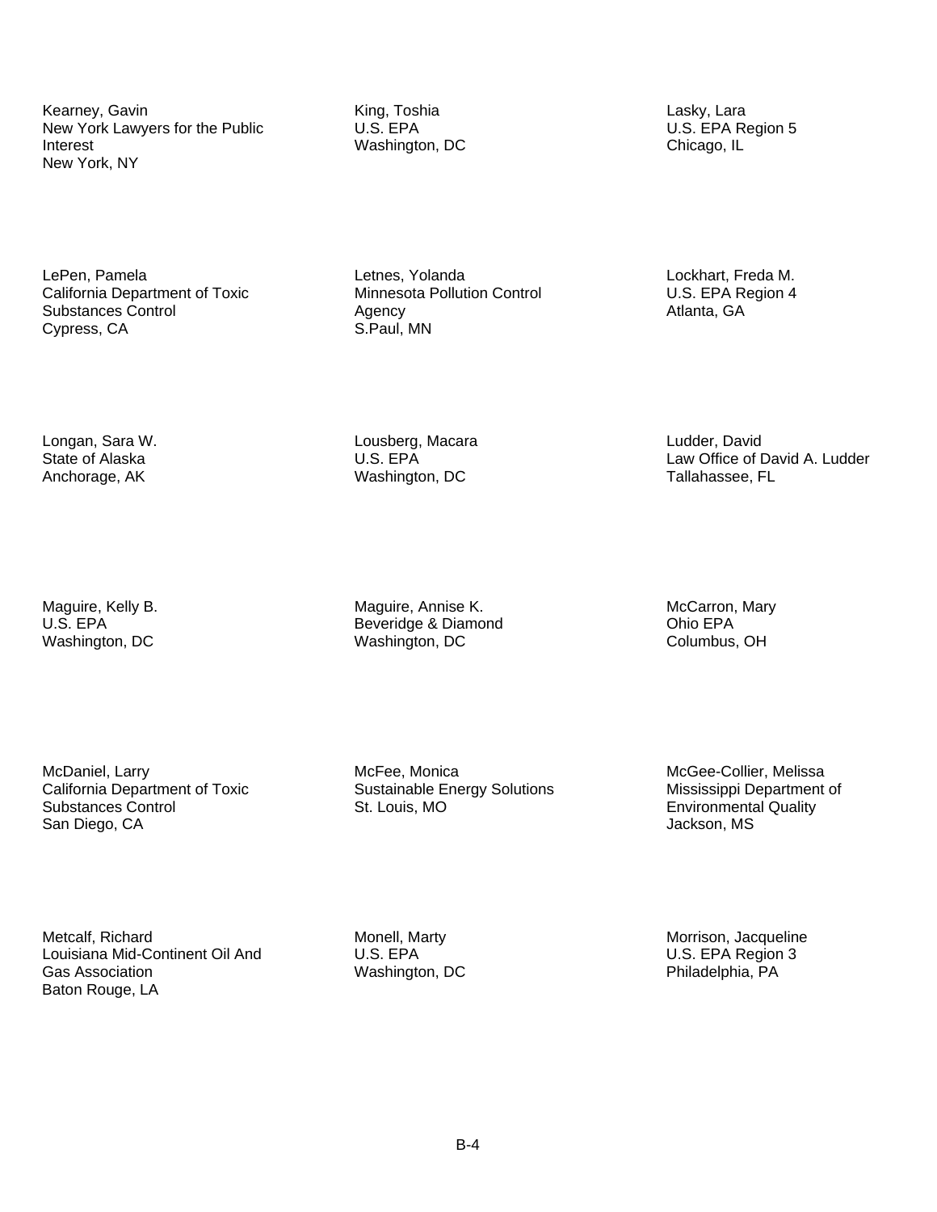Kearney, Gavin
New York Lawyers for the Public Interest
New York, NY

King, Toshia
U.S. EPA
Washington, DC

Lasky, Lara
U.S. EPA Region 5
Chicago, IL

LePen, Pamela
California Department of Toxic Substances Control
Cypress, CA

Letnes, Yolanda
Minnesota Pollution Control Agency
S.Paul, MN

Lockhart, Freda M.
U.S. EPA Region 4
Atlanta, GA

Longan, Sara W.
State of Alaska
Anchorage, AK

Lousberg, Macara
U.S. EPA
Washington, DC

Ludder, David
Law Office of David A. Ludder
Tallahassee, FL

Maguire, Kelly B.
U.S. EPA
Washington, DC

Maguire, Annise K.
Beveridge & Diamond
Washington, DC

McCarron, Mary
Ohio EPA
Columbus, OH

McDaniel, Larry
California Department of Toxic Substances Control
San Diego, CA

McFee, Monica
Sustainable Energy Solutions
St. Louis, MO

McGee-Collier, Melissa
Mississippi Department of Environmental Quality
Jackson, MS

Metcalf, Richard
Louisiana Mid-Continent Oil And Gas Association
Baton Rouge, LA

Monell, Marty
U.S. EPA
Washington, DC

Morrison, Jacqueline
U.S. EPA Region 3
Philadelphia, PA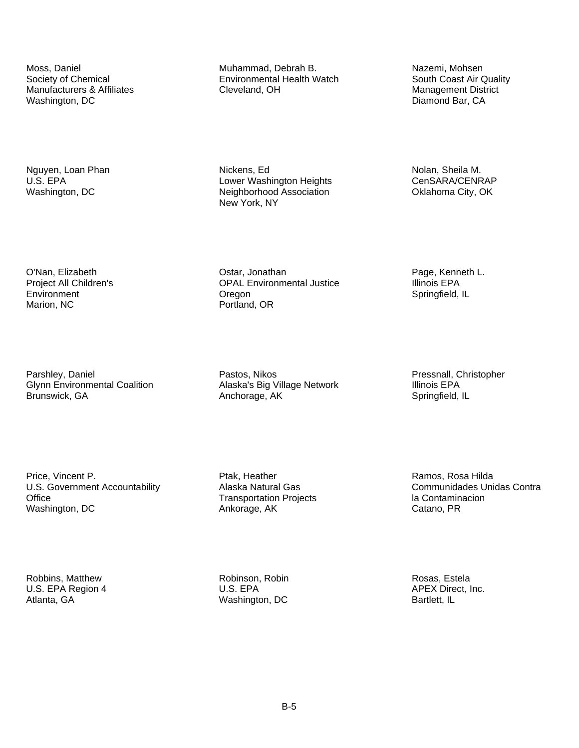Moss, Daniel
Society of Chemical Manufacturers & Affiliates
Washington, DC

Muhammad, Debrah B.
Environmental Health Watch
Cleveland, OH

Nazemi, Mohsen
South Coast Air Quality Management District
Diamond Bar, CA

Nguyen, Loan Phan
U.S. EPA
Washington, DC

Nickens, Ed
Lower Washington Heights Neighborhood Association
New York, NY

Nolan, Sheila M.
CenSARA/CENRAP
Oklahoma City, OK

O'Nan, Elizabeth
Project All Children's Environment
Marion, NC

Ostar, Jonathan
OPAL Environmental Justice Oregon
Portland, OR

Page, Kenneth L.
Illinois EPA
Springfield, IL

Parshley, Daniel
Glynn Environmental Coalition
Brunswick, GA

Pastos, Nikos
Alaska's Big Village Network
Anchorage, AK

Pressnall, Christopher
Illinois EPA
Springfield, IL

Price, Vincent P.
U.S. Government Accountability Office
Washington, DC

Ptak, Heather
Alaska Natural Gas Transportation Projects
Ankorage, AK

Ramos, Rosa Hilda
Communidades Unidas Contra la Contaminacion
Catano, PR

Robbins, Matthew
U.S. EPA Region 4
Atlanta, GA

Robinson, Robin
U.S. EPA
Washington, DC

Rosas, Estela
APEX Direct, Inc.
Bartlett, IL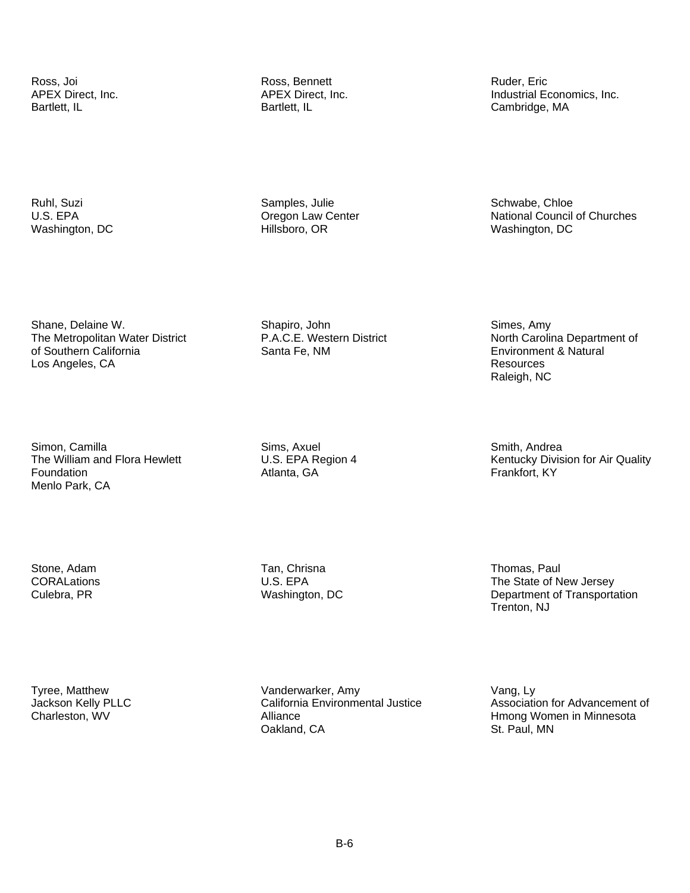Ross, Joi
APEX Direct, Inc.
Bartlett, IL

Ross, Bennett
APEX Direct, Inc.
Bartlett, IL

Ruder, Eric
Industrial Economics, Inc.
Cambridge, MA

Ruhl, Suzi
U.S. EPA
Washington, DC

Samples, Julie
Oregon Law Center
Hillsboro, OR

Schwabe, Chloe
National Council of Churches
Washington, DC

Shane, Delaine W.
The Metropolitan Water District of Southern California
Los Angeles, CA

Shapiro, John
P.A.C.E. Western District
Santa Fe, NM

Simes, Amy
North Carolina Department of Environment & Natural Resources
Raleigh, NC

Simon, Camilla
The William and Flora Hewlett Foundation
Menlo Park, CA

Sims, Axuel
U.S. EPA Region 4
Atlanta, GA

Smith, Andrea
Kentucky Division for Air Quality
Frankfort, KY

Stone, Adam
CORALations
Culebra, PR

Tan, Chrisna
U.S. EPA
Washington, DC

Thomas, Paul
The State of New Jersey Department of Transportation
Trenton, NJ

Tyree, Matthew
Jackson Kelly PLLC
Charleston, WV

Vanderwarker, Amy
California Environmental Justice Alliance
Oakland, CA

Vang, Ly
Association for Advancement of Hmong Women in Minnesota
St. Paul, MN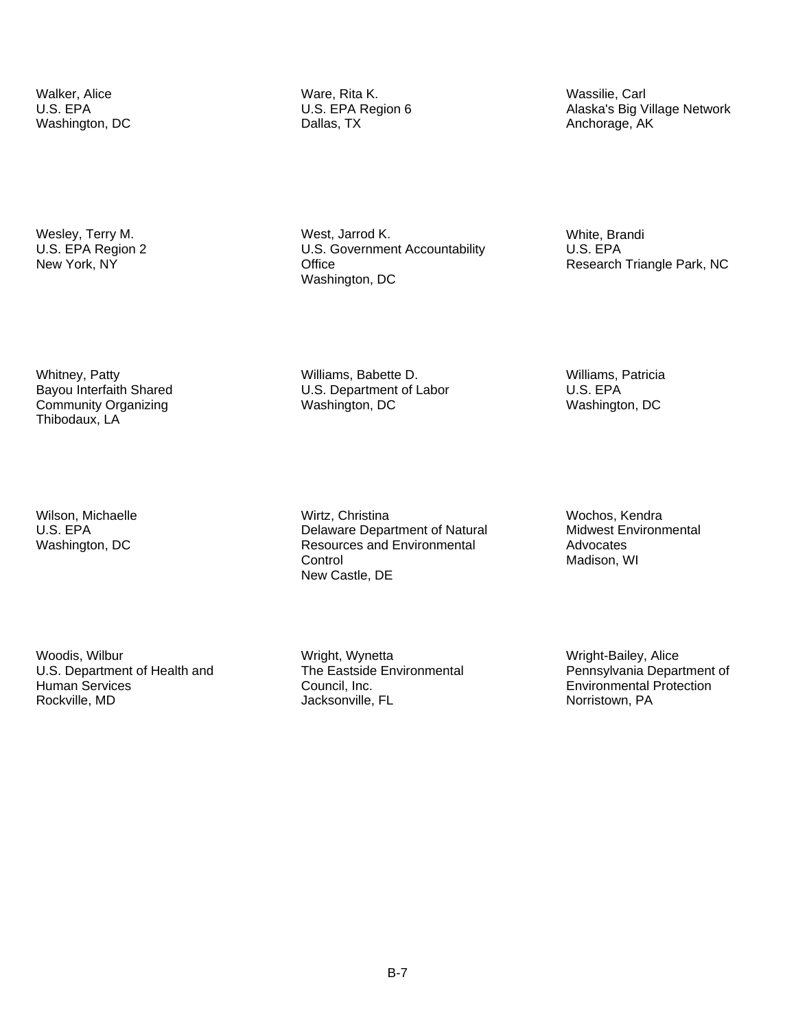Walker, Alice
U.S. EPA
Washington, DC

Ware, Rita K.
U.S. EPA Region 6
Dallas, TX

Wassilie, Carl
Alaska's Big Village Network
Anchorage, AK

Wesley, Terry M.
U.S. EPA Region 2
New York, NY

West, Jarrod K.
U.S. Government Accountability Office
Washington, DC

White, Brandi
U.S. EPA
Research Triangle Park, NC

Whitney, Patty
Bayou Interfaith Shared Community Organizing
Thibodaux, LA

Williams, Babette D.
U.S. Department of Labor
Washington, DC

Williams, Patricia
U.S. EPA
Washington, DC

Wilson, Michaelle
U.S. EPA
Washington, DC

Wirtz, Christina
Delaware Department of Natural Resources and Environmental Control
New Castle, DE

Wochos, Kendra
Midwest Environmental Advocates
Madison, WI

Woodis, Wilbur
U.S. Department of Health and Human Services
Rockville, MD

Wright, Wynetta
The Eastside Environmental Council, Inc.
Jacksonville, FL

Wright-Bailey, Alice
Pennsylvania Department of Environmental Protection
Norristown, PA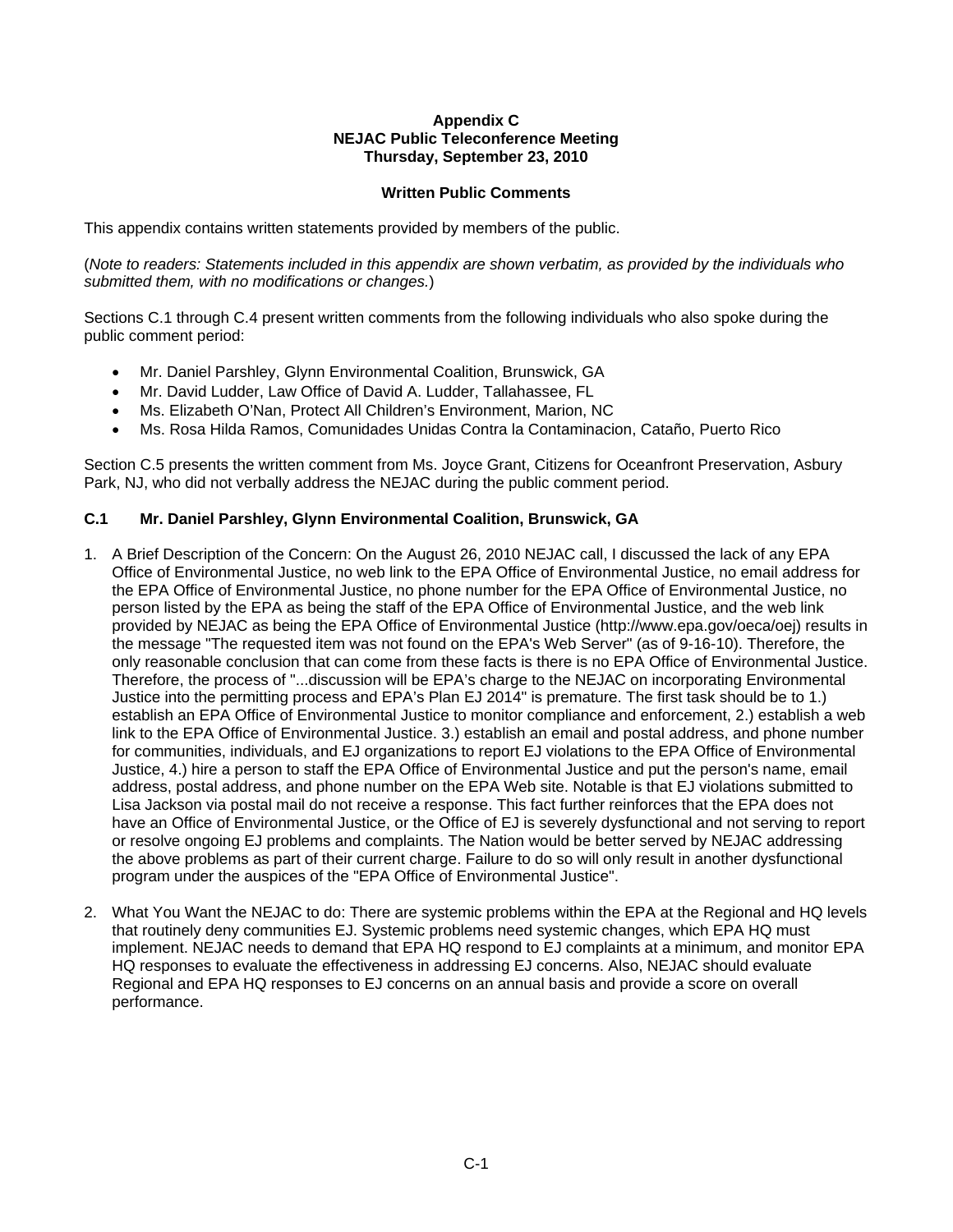**Appendix C**
**NEJAC Public Teleconference Meeting**
**Thursday, September 23, 2010**

**Written Public Comments**

This appendix contains written statements provided by members of the public.

(*Note to readers: Statements included in this appendix are shown verbatim, as provided by the individuals who submitted them, with no modifications or changes.*)

Sections C.1 through C.4 present written comments from the following individuals who also spoke during the public comment period:

- Mr. Daniel Parshley, Glynn Environmental Coalition, Brunswick, GA
- Mr. David Ludder, Law Office of David A. Ludder, Tallahassee, FL
- Ms. Elizabeth O'Nan, Protect All Children's Environment, Marion, NC
- Ms. Rosa Hilda Ramos, Comunidades Unidas Contra la Contaminacion, Cataño, Puerto Rico

Section C.5 presents the written comment from Ms. Joyce Grant, Citizens for Oceanfront Preservation, Asbury Park, NJ, who did not verbally address the NEJAC during the public comment period.

### C.1 Mr. Daniel Parshley, Glynn Environmental Coalition, Brunswick, GA

1. A Brief Description of the Concern: On the August 26, 2010 NEJAC call, I discussed the lack of any EPA Office of Environmental Justice, no web link to the EPA Office of Environmental Justice, no email address for the EPA Office of Environmental Justice, no phone number for the EPA Office of Environmental Justice, no person listed by the EPA as being the staff of the EPA Office of Environmental Justice, and the web link provided by NEJAC as being the EPA Office of Environmental Justice (http://www.epa.gov/oeca/oej) results in the message "The requested item was not found on the EPA's Web Server" (as of 9-16-10). Therefore, the only reasonable conclusion that can come from these facts is there is no EPA Office of Environmental Justice. Therefore, the process of "...discussion will be EPA's charge to the NEJAC on incorporating Environmental Justice into the permitting process and EPA's Plan EJ 2014" is premature. The first task should be to 1.) establish an EPA Office of Environmental Justice to monitor compliance and enforcement, 2.) establish a web link to the EPA Office of Environmental Justice. 3.) establish an email and postal address, and phone number for communities, individuals, and EJ organizations to report EJ violations to the EPA Office of Environmental Justice, 4.) hire a person to staff the EPA Office of Environmental Justice and put the person's name, email address, postal address, and phone number on the EPA Web site. Notable is that EJ violations submitted to Lisa Jackson via postal mail do not receive a response. This fact further reinforces that the EPA does not have an Office of Environmental Justice, or the Office of EJ is severely dysfunctional and not serving to report or resolve ongoing EJ problems and complaints. The Nation would be better served by NEJAC addressing the above problems as part of their current charge. Failure to do so will only result in another dysfunctional program under the auspices of the "EPA Office of Environmental Justice".

2. What You Want the NEJAC to do: There are systemic problems within the EPA at the Regional and HQ levels that routinely deny communities EJ. Systemic problems need systemic changes, which EPA HQ must implement. NEJAC needs to demand that EPA HQ respond to EJ complaints at a minimum, and monitor EPA HQ responses to evaluate the effectiveness in addressing EJ concerns. Also, NEJAC should evaluate Regional and EPA HQ responses to EJ concerns on an annual basis and provide a score on overall performance.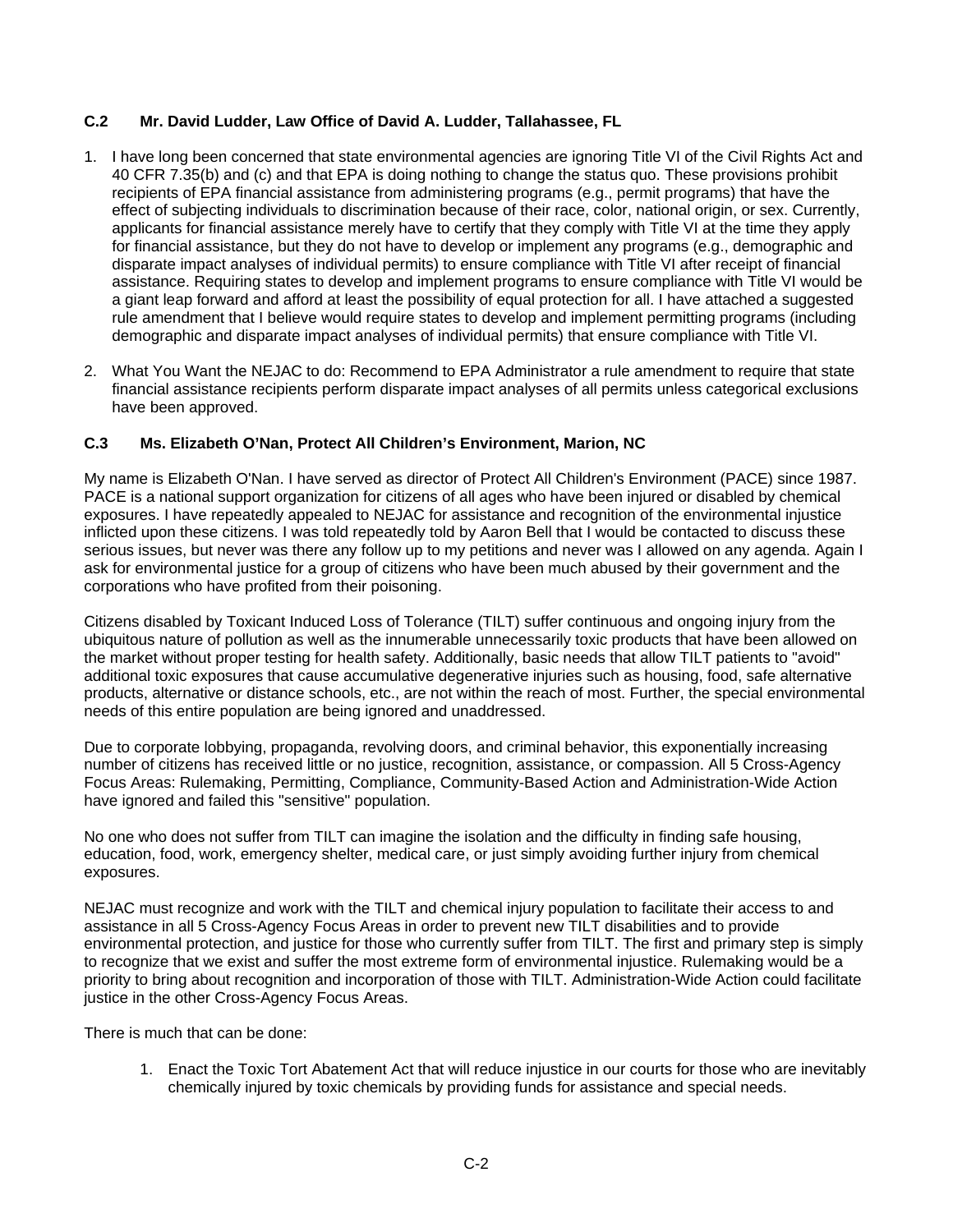### C.2 Mr. David Ludder, Law Office of David A. Ludder, Tallahassee, FL

1. I have long been concerned that state environmental agencies are ignoring Title VI of the Civil Rights Act and 40 CFR 7.35(b) and (c) and that EPA is doing nothing to change the status quo. These provisions prohibit recipients of EPA financial assistance from administering programs (e.g., permit programs) that have the effect of subjecting individuals to discrimination because of their race, color, national origin, or sex. Currently, applicants for financial assistance merely have to certify that they comply with Title VI at the time they apply for financial assistance, but they do not have to develop or implement any programs (e.g., demographic and disparate impact analyses of individual permits) to ensure compliance with Title VI after receipt of financial assistance. Requiring states to develop and implement programs to ensure compliance with Title VI would be a giant leap forward and afford at least the possibility of equal protection for all. I have attached a suggested rule amendment that I believe would require states to develop and implement permitting programs (including demographic and disparate impact analyses of individual permits) that ensure compliance with Title VI.

2. What You Want the NEJAC to do: Recommend to EPA Administrator a rule amendment to require that state financial assistance recipients perform disparate impact analyses of all permits unless categorical exclusions have been approved.

### C.3 Ms. Elizabeth O'Nan, Protect All Children's Environment, Marion, NC

My name is Elizabeth O'Nan. I have served as director of Protect All Children's Environment (PACE) since 1987. PACE is a national support organization for citizens of all ages who have been injured or disabled by chemical exposures. I have repeatedly appealed to NEJAC for assistance and recognition of the environmental injustice inflicted upon these citizens. I was told repeatedly told by Aaron Bell that I would be contacted to discuss these serious issues, but never was there any follow up to my petitions and never was I allowed on any agenda. Again I ask for environmental justice for a group of citizens who have been much abused by their government and the corporations who have profited from their poisoning.

Citizens disabled by Toxicant Induced Loss of Tolerance (TILT) suffer continuous and ongoing injury from the ubiquitous nature of pollution as well as the innumerable unnecessarily toxic products that have been allowed on the market without proper testing for health safety. Additionally, basic needs that allow TILT patients to "avoid" additional toxic exposures that cause accumulative degenerative injuries such as housing, food, safe alternative products, alternative or distance schools, etc., are not within the reach of most. Further, the special environmental needs of this entire population are being ignored and unaddressed.

Due to corporate lobbying, propaganda, revolving doors, and criminal behavior, this exponentially increasing number of citizens has received little or no justice, recognition, assistance, or compassion. All 5 Cross-Agency Focus Areas: Rulemaking, Permitting, Compliance, Community-Based Action and Administration-Wide Action have ignored and failed this "sensitive" population.

No one who does not suffer from TILT can imagine the isolation and the difficulty in finding safe housing, education, food, work, emergency shelter, medical care, or just simply avoiding further injury from chemical exposures.

NEJAC must recognize and work with the TILT and chemical injury population to facilitate their access to and assistance in all 5 Cross-Agency Focus Areas in order to prevent new TILT disabilities and to provide environmental protection, and justice for those who currently suffer from TILT. The first and primary step is simply to recognize that we exist and suffer the most extreme form of environmental injustice. Rulemaking would be a priority to bring about recognition and incorporation of those with TILT. Administration-Wide Action could facilitate justice in the other Cross-Agency Focus Areas.

There is much that can be done:

1. Enact the Toxic Tort Abatement Act that will reduce injustice in our courts for those who are inevitably chemically injured by toxic chemicals by providing funds for assistance and special needs.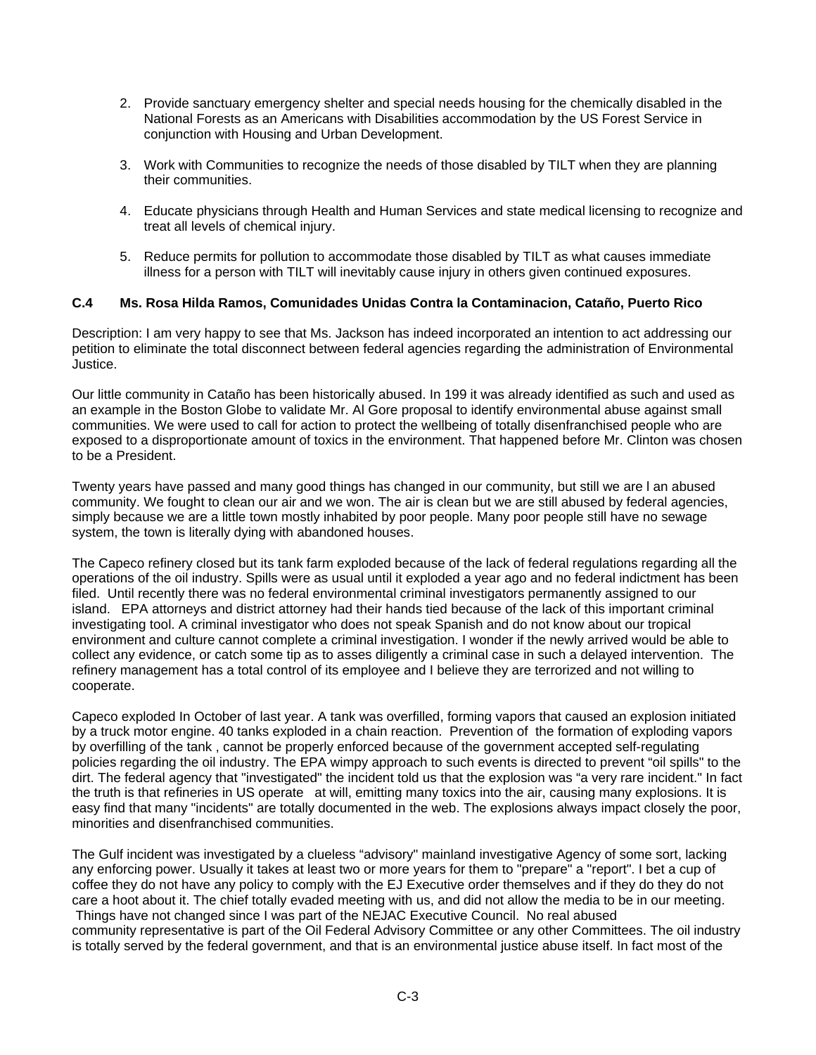2. Provide sanctuary emergency shelter and special needs housing for the chemically disabled in the National Forests as an Americans with Disabilities accommodation by the US Forest Service in conjunction with Housing and Urban Development.

3. Work with Communities to recognize the needs of those disabled by TILT when they are planning their communities.

4. Educate physicians through Health and Human Services and state medical licensing to recognize and treat all levels of chemical injury.

5. Reduce permits for pollution to accommodate those disabled by TILT as what causes immediate illness for a person with TILT will inevitably cause injury in others given continued exposures.

### C.4 Ms. Rosa Hilda Ramos, Comunidades Unidas Contra la Contaminacion, Cataño, Puerto Rico

Description: I am very happy to see that Ms. Jackson has indeed incorporated an intention to act addressing our petition to eliminate the total disconnect between federal agencies regarding the administration of Environmental Justice.

Our little community in Cataño has been historically abused. In 199 it was already identified as such and used as an example in the Boston Globe to validate Mr. Al Gore proposal to identify environmental abuse against small communities. We were used to call for action to protect the wellbeing of totally disenfranchised people who are exposed to a disproportionate amount of toxics in the environment. That happened before Mr. Clinton was chosen to be a President.

Twenty years have passed and many good things has changed in our community, but still we are l an abused community. We fought to clean our air and we won. The air is clean but we are still abused by federal agencies, simply because we are a little town mostly inhabited by poor people. Many poor people still have no sewage system, the town is literally dying with abandoned houses.

The Capeco refinery closed but its tank farm exploded because of the lack of federal regulations regarding all the operations of the oil industry. Spills were as usual until it exploded a year ago and no federal indictment has been filed. Until recently there was no federal environmental criminal investigators permanently assigned to our island. EPA attorneys and district attorney had their hands tied because of the lack of this important criminal investigating tool. A criminal investigator who does not speak Spanish and do not know about our tropical environment and culture cannot complete a criminal investigation. I wonder if the newly arrived would be able to collect any evidence, or catch some tip as to asses diligently a criminal case in such a delayed intervention. The refinery management has a total control of its employee and I believe they are terrorized and not willing to cooperate.

Capeco exploded In October of last year. A tank was overfilled, forming vapors that caused an explosion initiated by a truck motor engine. 40 tanks exploded in a chain reaction. Prevention of the formation of exploding vapors by overfilling of the tank , cannot be properly enforced because of the government accepted self-regulating policies regarding the oil industry. The EPA wimpy approach to such events is directed to prevent "oil spills" to the dirt. The federal agency that "investigated" the incident told us that the explosion was "a very rare incident." In fact the truth is that refineries in US operate at will, emitting many toxics into the air, causing many explosions. It is easy find that many "incidents" are totally documented in the web. The explosions always impact closely the poor, minorities and disenfranchised communities.

The Gulf incident was investigated by a clueless "advisory" mainland investigative Agency of some sort, lacking any enforcing power. Usually it takes at least two or more years for them to "prepare" a "report". I bet a cup of coffee they do not have any policy to comply with the EJ Executive order themselves and if they do they do not care a hoot about it. The chief totally evaded meeting with us, and did not allow the media to be in our meeting. Things have not changed since I was part of the NEJAC Executive Council. No real abused community representative is part of the Oil Federal Advisory Committee or any other Committees. The oil industry is totally served by the federal government, and that is an environmental justice abuse itself. In fact most of the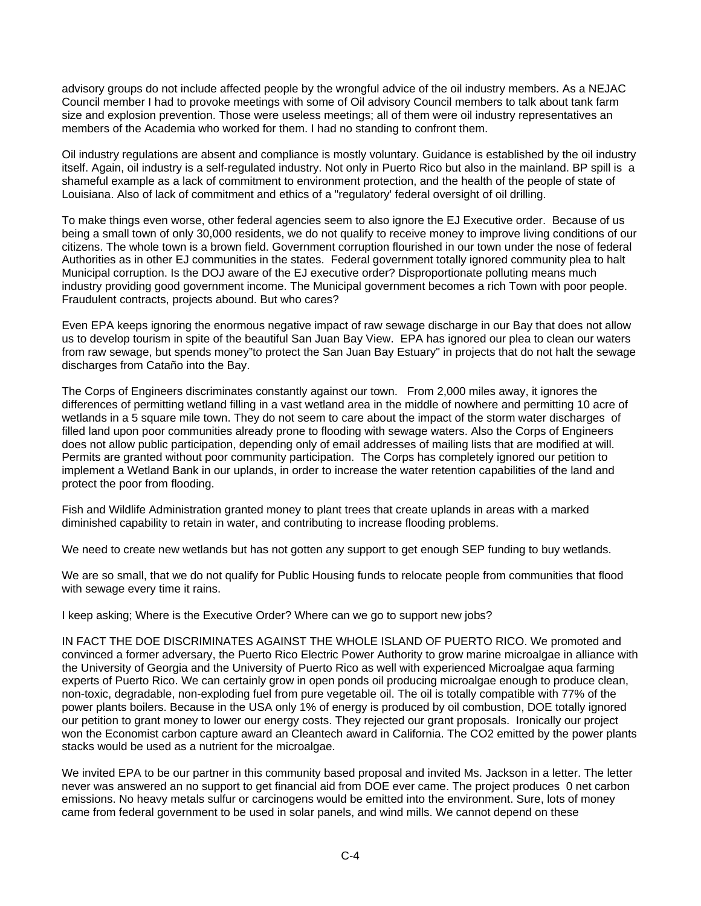advisory groups do not include affected people by the wrongful advice of the oil industry members. As a NEJAC Council member I had to provoke meetings with some of Oil advisory Council members to talk about tank farm size and explosion prevention. Those were useless meetings; all of them were oil industry representatives an members of the Academia who worked for them. I had no standing to confront them.

Oil industry regulations are absent and compliance is mostly voluntary. Guidance is established by the oil industry itself. Again, oil industry is a self-regulated industry. Not only in Puerto Rico but also in the mainland. BP spill is a shameful example as a lack of commitment to environment protection, and the health of the people of state of Louisiana. Also of lack of commitment and ethics of a "regulatory' federal oversight of oil drilling.

To make things even worse, other federal agencies seem to also ignore the EJ Executive order. Because of us being a small town of only 30,000 residents, we do not qualify to receive money to improve living conditions of our citizens. The whole town is a brown field. Government corruption flourished in our town under the nose of federal Authorities as in other EJ communities in the states. Federal government totally ignored community plea to halt Municipal corruption. Is the DOJ aware of the EJ executive order? Disproportionate polluting means much industry providing good government income. The Municipal government becomes a rich Town with poor people. Fraudulent contracts, projects abound. But who cares?

Even EPA keeps ignoring the enormous negative impact of raw sewage discharge in our Bay that does not allow us to develop tourism in spite of the beautiful San Juan Bay View. EPA has ignored our plea to clean our waters from raw sewage, but spends money"to protect the San Juan Bay Estuary" in projects that do not halt the sewage discharges from Cataño into the Bay.

The Corps of Engineers discriminates constantly against our town. From 2,000 miles away, it ignores the differences of permitting wetland filling in a vast wetland area in the middle of nowhere and permitting 10 acre of wetlands in a 5 square mile town. They do not seem to care about the impact of the storm water discharges of filled land upon poor communities already prone to flooding with sewage waters. Also the Corps of Engineers does not allow public participation, depending only of email addresses of mailing lists that are modified at will. Permits are granted without poor community participation. The Corps has completely ignored our petition to implement a Wetland Bank in our uplands, in order to increase the water retention capabilities of the land and protect the poor from flooding.

Fish and Wildlife Administration granted money to plant trees that create uplands in areas with a marked diminished capability to retain in water, and contributing to increase flooding problems.

We need to create new wetlands but has not gotten any support to get enough SEP funding to buy wetlands.

We are so small, that we do not qualify for Public Housing funds to relocate people from communities that flood with sewage every time it rains.

I keep asking; Where is the Executive Order? Where can we go to support new jobs?

IN FACT THE DOE DISCRIMINATES AGAINST THE WHOLE ISLAND OF PUERTO RICO. We promoted and convinced a former adversary, the Puerto Rico Electric Power Authority to grow marine microalgae in alliance with the University of Georgia and the University of Puerto Rico as well with experienced Microalgae aqua farming experts of Puerto Rico. We can certainly grow in open ponds oil producing microalgae enough to produce clean, non-toxic, degradable, non-exploding fuel from pure vegetable oil. The oil is totally compatible with 77% of the power plants boilers. Because in the USA only 1% of energy is produced by oil combustion, DOE totally ignored our petition to grant money to lower our energy costs. They rejected our grant proposals. Ironically our project won the Economist carbon capture award an Cleantech award in California. The $CO_2$ emitted by the power plants stacks would be used as a nutrient for the microalgae.

We invited EPA to be our partner in this community based proposal and invited Ms. Jackson in a letter. The letter never was answered an no support to get financial aid from DOE ever came. The project produces 0 net carbon emissions. No heavy metals sulfur or carcinogens would be emitted into the environment. Sure, lots of money came from federal government to be used in solar panels, and wind mills. We cannot depend on these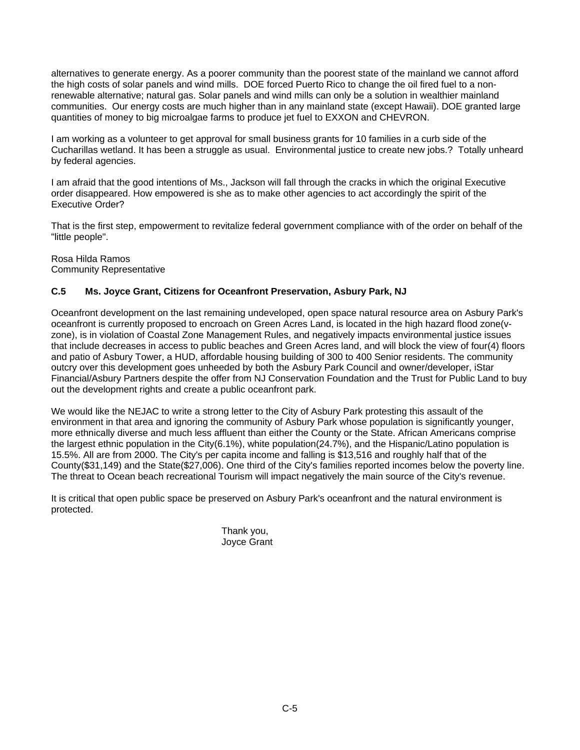alternatives to generate energy. As a poorer community than the poorest state of the mainland we cannot afford the high costs of solar panels and wind mills. DOE forced Puerto Rico to change the oil fired fuel to a non-renewable alternative; natural gas. Solar panels and wind mills can only be a solution in wealthier mainland communities. Our energy costs are much higher than in any mainland state (except Hawaii). DOE granted large quantities of money to big microalgae farms to produce jet fuel to EXXON and CHEVRON.

I am working as a volunteer to get approval for small business grants for 10 families in a curb side of the Cucharillas wetland. It has been a struggle as usual. Environmental justice to create new jobs.? Totally unheard by federal agencies.

I am afraid that the good intentions of Ms., Jackson will fall through the cracks in which the original Executive order disappeared. How empowered is she as to make other agencies to act accordingly the spirit of the Executive Order?

That is the first step, empowerment to revitalize federal government compliance with of the order on behalf of the "little people".

Rosa Hilda Ramos
Community Representative

### C.5 Ms. Joyce Grant, Citizens for Oceanfront Preservation, Asbury Park, NJ

Oceanfront development on the last remaining undeveloped, open space natural resource area on Asbury Park's oceanfront is currently proposed to encroach on Green Acres Land, is located in the high hazard flood zone(v-zone), is in violation of Coastal Zone Management Rules, and negatively impacts environmental justice issues that include decreases in access to public beaches and Green Acres land, and will block the view of four(4) floors and patio of Asbury Tower, a HUD, affordable housing building of 300 to 400 Senior residents. The community outcry over this development goes unheeded by both the Asbury Park Council and owner/developer, iStar Financial/Asbury Partners despite the offer from NJ Conservation Foundation and the Trust for Public Land to buy out the development rights and create a public oceanfront park.

We would like the NEJAC to write a strong letter to the City of Asbury Park protesting this assault of the environment in that area and ignoring the community of Asbury Park whose population is significantly younger, more ethnically diverse and much less affluent than either the County or the State. African Americans comprise the largest ethnic population in the City(6.1%), white population(24.7%), and the Hispanic/Latino population is 15.5%. All are from 2000. The City's per capita income and falling is $13,516 and roughly half that of the County($31,149) and the State($27,006). One third of the City's families reported incomes below the poverty line. The threat to Ocean beach recreational Tourism will impact negatively the main source of the City's revenue.

It is critical that open public space be preserved on Asbury Park's oceanfront and the natural environment is protected.

Thank you,
Joyce Grant